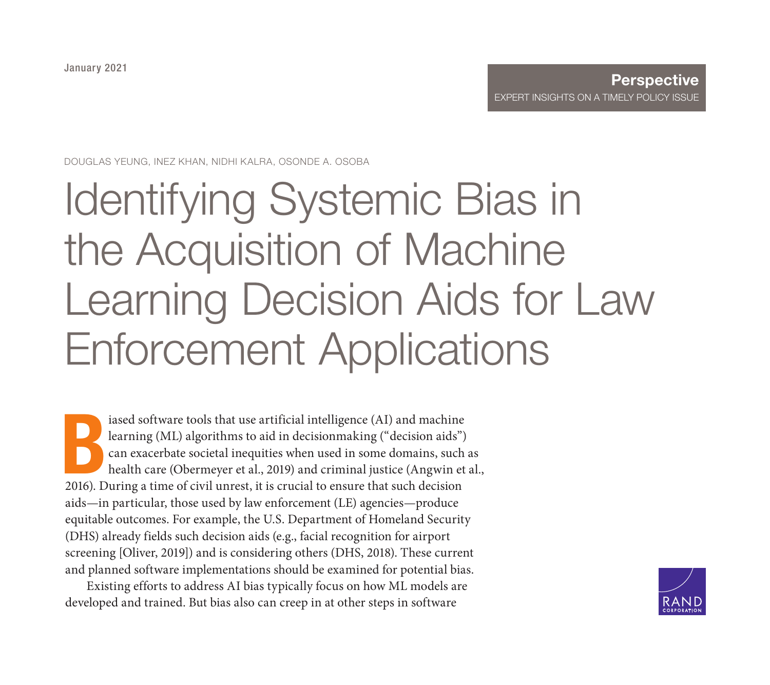January 2021

**Perspective**
EXPERT INSIGHTS ON A TIMELY POLICY ISSUE

DOUGLAS YEUNG, INEZ KHAN, NIDHI KALRA, OSONDE A. OSOBA

# Identifying Systemic Bias in the Acquisition of Machine Learning Decision Aids for Law Enforcement Applications

Biased software tools that use artificial intelligence (AI) and machine learning (ML) algorithms to aid in decisionmaking ("decision aids") can exacerbate societal inequities when used in some domains, such as health care (Obermeyer et al., 2019) and criminal justice (Angwin et al., 2016). During a time of civil unrest, it is crucial to ensure that such decision aids—in particular, those used by law enforcement (LE) agencies—produce equitable outcomes. For example, the U.S. Department of Homeland Security (DHS) already fields such decision aids (e.g., facial recognition for airport screening [Oliver, 2019]) and is considering others (DHS, 2018). These current and planned software implementations should be examined for potential bias.

Existing efforts to address AI bias typically focus on how ML models are developed and trained. But bias also can creep in at other steps in software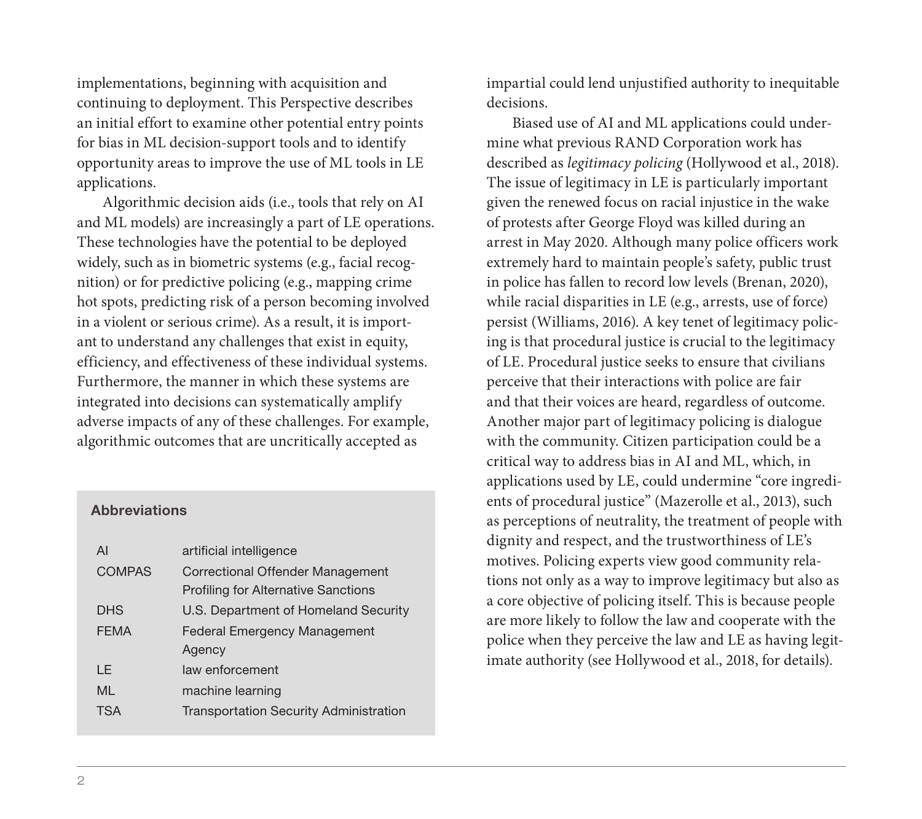implementations, beginning with acquisition and continuing to deployment. This Perspective describes an initial effort to examine other potential entry points for bias in ML decision-support tools and to identify opportunity areas to improve the use of ML tools in LE applications.

Algorithmic decision aids (i.e., tools that rely on AI and ML models) are increasingly a part of LE operations. These technologies have the potential to be deployed widely, such as in biometric systems (e.g., facial recognition) or for predictive policing (e.g., mapping crime hot spots, predicting risk of a person becoming involved in a violent or serious crime). As a result, it is important to understand any challenges that exist in equity, efficiency, and effectiveness of these individual systems. Furthermore, the manner in which these systems are integrated into decisions can systematically amplify adverse impacts of any of these challenges. For example, algorithmic outcomes that are uncritically accepted as impartial could lend unjustified authority to inequitable decisions.

Biased use of AI and ML applications could undermine what previous RAND Corporation work has described as *legitimacy policing* (Hollywood et al., 2018). The issue of legitimacy in LE is particularly important given the renewed focus on racial injustice in the wake of protests after George Floyd was killed during an arrest in May 2020. Although many police officers work extremely hard to maintain people's safety, public trust in police has fallen to record low levels (Brenan, 2020), while racial disparities in LE (e.g., arrests, use of force) persist (Williams, 2016). A key tenet of legitimacy policing is that procedural justice is crucial to the legitimacy of LE. Procedural justice seeks to ensure that civilians perceive that their interactions with police are fair and that their voices are heard, regardless of outcome. Another major part of legitimacy policing is dialogue with the community. Citizen participation could be a critical way to address bias in AI and ML, which, in applications used by LE, could undermine "core ingredients of procedural justice" (Mazerolle et al., 2013), such as perceptions of neutrality, the treatment of people with dignity and respect, and the trustworthiness of LE's motives. Policing experts view good community relations not only as a way to improve legitimacy but also as a core objective of policing itself. This is because people are more likely to follow the law and cooperate with the police when they perceive the law and LE as having legitimate authority (see Hollywood et al., 2018, for details).

**Abbreviations**

| | |
|---|---|
| AI | artificial intelligence |
| COMPAS | Correctional Offender Management Profiling for Alternative Sanctions |
| DHS | U.S. Department of Homeland Security |
| FEMA | Federal Emergency Management Agency |
| LE | law enforcement |
| ML | machine learning |
| TSA | Transportation Security Administration |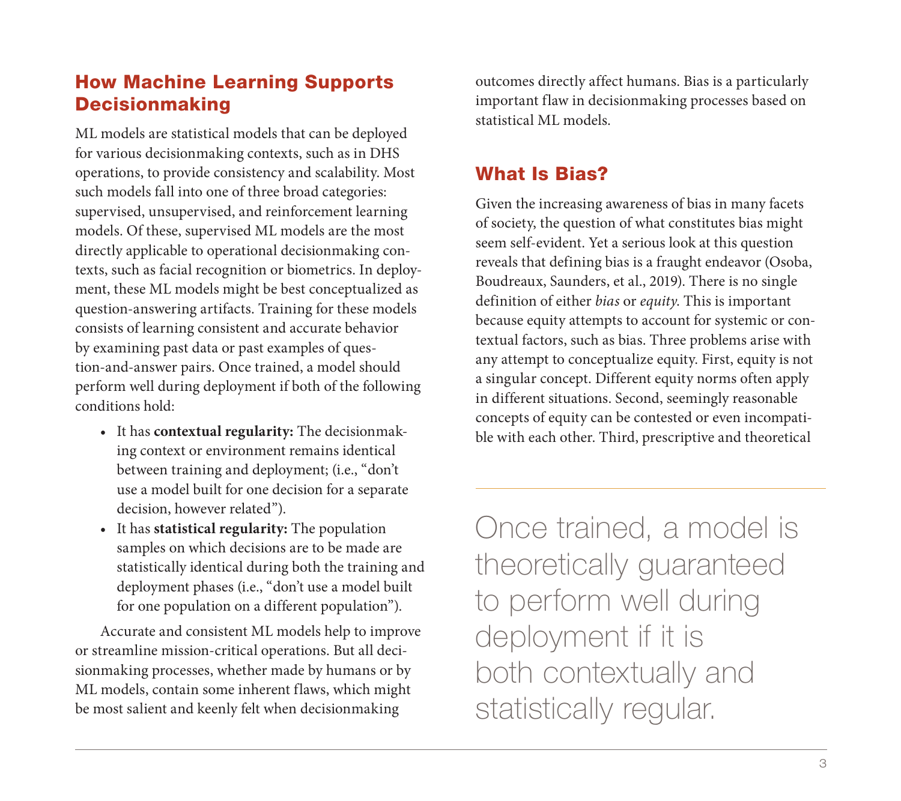## How Machine Learning Supports Decisionmaking

ML models are statistical models that can be deployed for various decisionmaking contexts, such as in DHS operations, to provide consistency and scalability. Most such models fall into one of three broad categories: supervised, unsupervised, and reinforcement learning models. Of these, supervised ML models are the most directly applicable to operational decisionmaking contexts, such as facial recognition or biometrics. In deployment, these ML models might be best conceptualized as question-answering artifacts. Training for these models consists of learning consistent and accurate behavior by examining past data or past examples of question-and-answer pairs. Once trained, a model should perform well during deployment if both of the following conditions hold:

- It has **contextual regularity:** The decisionmaking context or environment remains identical between training and deployment; (i.e., "don't use a model built for one decision for a separate decision, however related").
- It has **statistical regularity:** The population samples on which decisions are to be made are statistically identical during both the training and deployment phases (i.e., "don't use a model built for one population on a different population").

Accurate and consistent ML models help to improve or streamline mission-critical operations. But all decisionmaking processes, whether made by humans or by ML models, contain some inherent flaws, which might be most salient and keenly felt when decisionmaking outcomes directly affect humans. Bias is a particularly important flaw in decisionmaking processes based on statistical ML models.

## What Is Bias?

Given the increasing awareness of bias in many facets of society, the question of what constitutes bias might seem self-evident. Yet a serious look at this question reveals that defining bias is a fraught endeavor (Osoba, Boudreaux, Saunders, et al., 2019). There is no single definition of either *bias* or *equity*. This is important because equity attempts to account for systemic or contextual factors, such as bias. Three problems arise with any attempt to conceptualize equity. First, equity is not a singular concept. Different equity norms often apply in different situations. Second, seemingly reasonable concepts of equity can be contested or even incompatible with each other. Third, prescriptive and theoretical

> Once trained, a model is theoretically guaranteed to perform well during deployment if it is both contextually and statistically regular.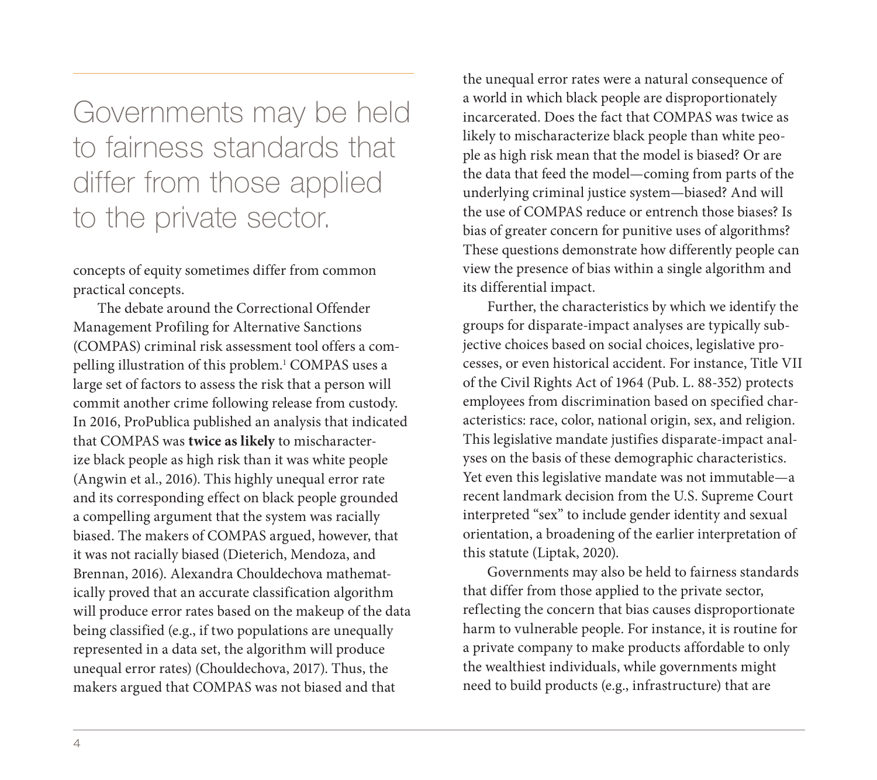> Governments may be held to fairness standards that differ from those applied to the private sector.

concepts of equity sometimes differ from common practical concepts.

The debate around the Correctional Offender Management Profiling for Alternative Sanctions (COMPAS) criminal risk assessment tool offers a compelling illustration of this problem.[1] COMPAS uses a large set of factors to assess the risk that a person will commit another crime following release from custody. In 2016, ProPublica published an analysis that indicated that COMPAS was **twice as likely** to mischaracterize black people as high risk than it was white people (Angwin et al., 2016). This highly unequal error rate and its corresponding effect on black people grounded a compelling argument that the system was racially biased. The makers of COMPAS argued, however, that it was not racially biased (Dieterich, Mendoza, and Brennan, 2016). Alexandra Chouldechova mathematically proved that an accurate classification algorithm will produce error rates based on the makeup of the data being classified (e.g., if two populations are unequally represented in a data set, the algorithm will produce unequal error rates) (Chouldechova, 2017). Thus, the makers argued that COMPAS was not biased and that the unequal error rates were a natural consequence of a world in which black people are disproportionately incarcerated. Does the fact that COMPAS was twice as likely to mischaracterize black people than white people as high risk mean that the model is biased? Or are the data that feed the model—coming from parts of the underlying criminal justice system—biased? And will the use of COMPAS reduce or entrench those biases? Is bias of greater concern for punitive uses of algorithms? These questions demonstrate how differently people can view the presence of bias within a single algorithm and its differential impact.

Further, the characteristics by which we identify the groups for disparate-impact analyses are typically subjective choices based on social choices, legislative processes, or even historical accident. For instance, Title VII of the Civil Rights Act of 1964 (Pub. L. 88-352) protects employees from discrimination based on specified characteristics: race, color, national origin, sex, and religion. This legislative mandate justifies disparate-impact analyses on the basis of these demographic characteristics. Yet even this legislative mandate was not immutable—a recent landmark decision from the U.S. Supreme Court interpreted "sex" to include gender identity and sexual orientation, a broadening of the earlier interpretation of this statute (Liptak, 2020).

Governments may also be held to fairness standards that differ from those applied to the private sector, reflecting the concern that bias causes disproportionate harm to vulnerable people. For instance, it is routine for a private company to make products affordable to only the wealthiest individuals, while governments might need to build products (e.g., infrastructure) that are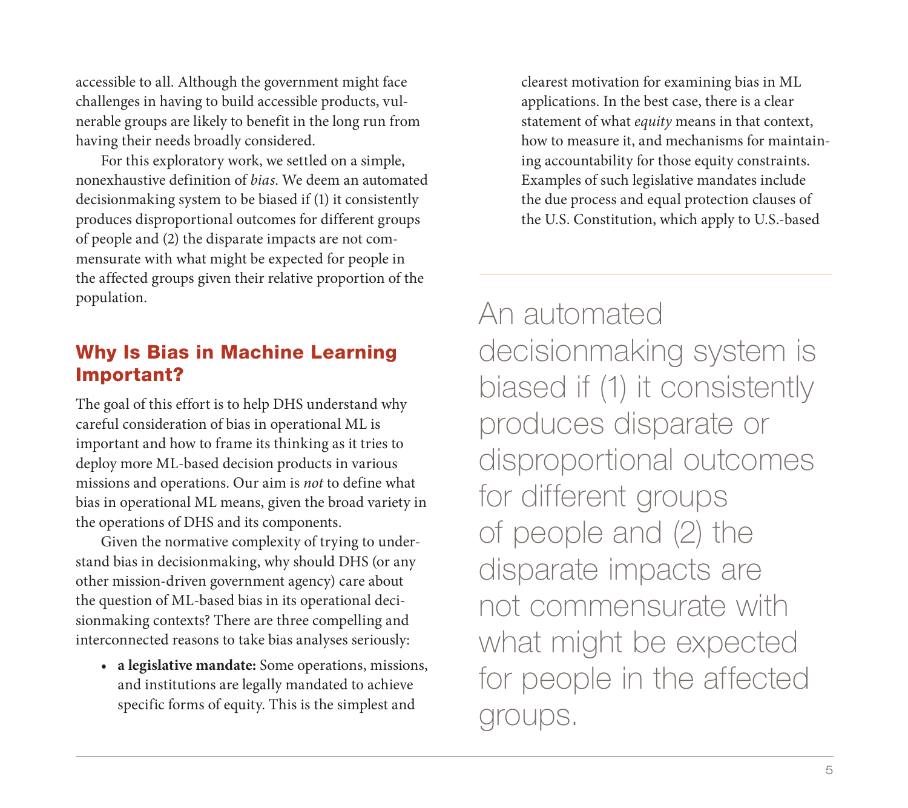accessible to all. Although the government might face challenges in having to build accessible products, vulnerable groups are likely to benefit in the long run from having their needs broadly considered.

For this exploratory work, we settled on a simple, nonexhaustive definition of *bias*. We deem an automated decisionmaking system to be biased if (1) it consistently produces disproportional outcomes for different groups of people and (2) the disparate impacts are not commensurate with what might be expected for people in the affected groups given their relative proportion of the population.

## Why Is Bias in Machine Learning Important?

The goal of this effort is to help DHS understand why careful consideration of bias in operational ML is important and how to frame its thinking as it tries to deploy more ML-based decision products in various missions and operations. Our aim is *not* to define what bias in operational ML means, given the broad variety in the operations of DHS and its components.

Given the normative complexity of trying to understand bias in decisionmaking, why should DHS (or any other mission-driven government agency) care about the question of ML-based bias in its operational decisionmaking contexts? There are three compelling and interconnected reasons to take bias analyses seriously:

- **a legislative mandate:** Some operations, missions, and institutions are legally mandated to achieve specific forms of equity. This is the simplest and clearest motivation for examining bias in ML applications. In the best case, there is a clear statement of what *equity* means in that context, how to measure it, and mechanisms for maintaining accountability for those equity constraints. Examples of such legislative mandates include the due process and equal protection clauses of the U.S. Constitution, which apply to U.S.-based

> An automated decisionmaking system is biased if (1) it consistently produces disparate or disproportional outcomes for different groups of people and (2) the disparate impacts are not commensurate with what might be expected for people in the affected groups.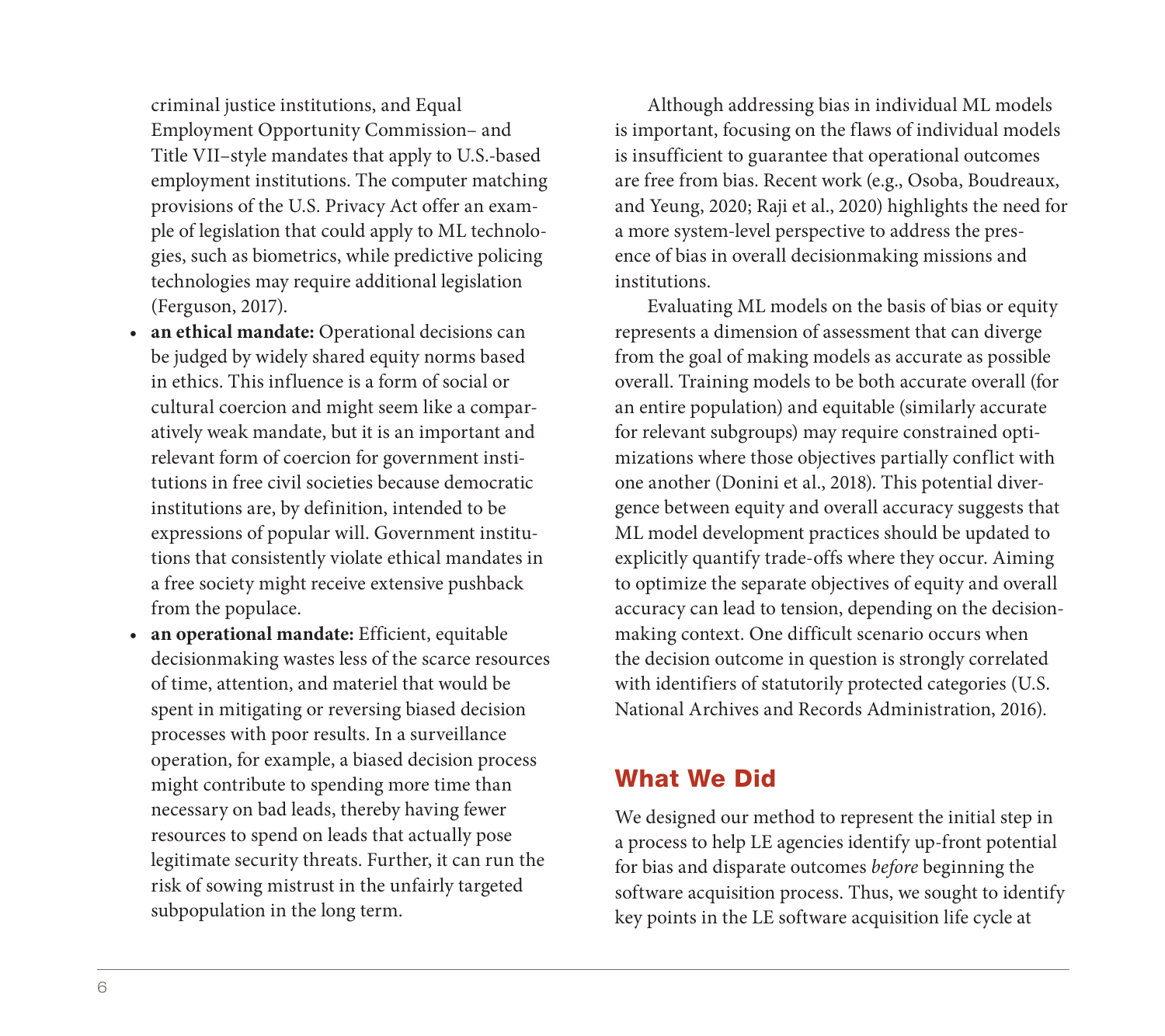criminal justice institutions, and Equal Employment Opportunity Commission– and Title VII–style mandates that apply to U.S.-based employment institutions. The computer matching provisions of the U.S. Privacy Act offer an example of legislation that could apply to ML technologies, such as biometrics, while predictive policing technologies may require additional legislation (Ferguson, 2017).

- **an ethical mandate:** Operational decisions can be judged by widely shared equity norms based in ethics. This influence is a form of social or cultural coercion and might seem like a comparatively weak mandate, but it is an important and relevant form of coercion for government institutions in free civil societies because democratic institutions are, by definition, intended to be expressions of popular will. Government institutions that consistently violate ethical mandates in a free society might receive extensive pushback from the populace.
- **an operational mandate:** Efficient, equitable decisionmaking wastes less of the scarce resources of time, attention, and materiel that would be spent in mitigating or reversing biased decision processes with poor results. In a surveillance operation, for example, a biased decision process might contribute to spending more time than necessary on bad leads, thereby having fewer resources to spend on leads that actually pose legitimate security threats. Further, it can run the risk of sowing mistrust in the unfairly targeted subpopulation in the long term.

Although addressing bias in individual ML models is important, focusing on the flaws of individual models is insufficient to guarantee that operational outcomes are free from bias. Recent work (e.g., Osoba, Boudreaux, and Yeung, 2020; Raji et al., 2020) highlights the need for a more system-level perspective to address the presence of bias in overall decisionmaking missions and institutions.

Evaluating ML models on the basis of bias or equity represents a dimension of assessment that can diverge from the goal of making models as accurate as possible overall. Training models to be both accurate overall (for an entire population) and equitable (similarly accurate for relevant subgroups) may require constrained optimizations where those objectives partially conflict with one another (Donini et al., 2018). This potential divergence between equity and overall accuracy suggests that ML model development practices should be updated to explicitly quantify trade-offs where they occur. Aiming to optimize the separate objectives of equity and overall accuracy can lead to tension, depending on the decisionmaking context. One difficult scenario occurs when the decision outcome in question is strongly correlated with identifiers of statutorily protected categories (U.S. National Archives and Records Administration, 2016).

## What We Did

We designed our method to represent the initial step in a process to help LE agencies identify up-front potential for bias and disparate outcomes *before* beginning the software acquisition process. Thus, we sought to identify key points in the LE software acquisition life cycle at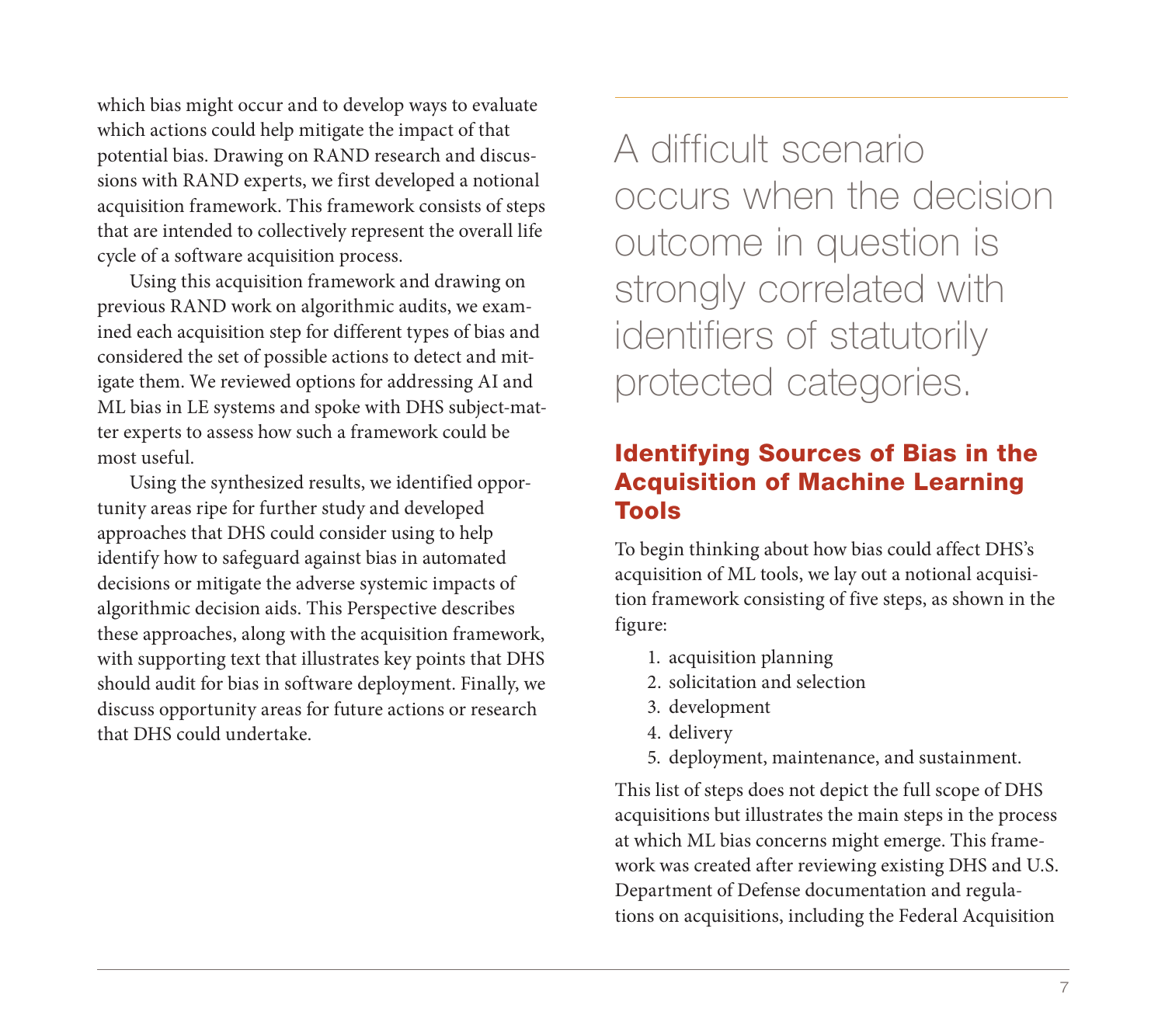which bias might occur and to develop ways to evaluate which actions could help mitigate the impact of that potential bias. Drawing on RAND research and discussions with RAND experts, we first developed a notional acquisition framework. This framework consists of steps that are intended to collectively represent the overall life cycle of a software acquisition process.

Using this acquisition framework and drawing on previous RAND work on algorithmic audits, we examined each acquisition step for different types of bias and considered the set of possible actions to detect and mitigate them. We reviewed options for addressing AI and ML bias in LE systems and spoke with DHS subject-matter experts to assess how such a framework could be most useful.

Using the synthesized results, we identified opportunity areas ripe for further study and developed approaches that DHS could consider using to help identify how to safeguard against bias in automated decisions or mitigate the adverse systemic impacts of algorithmic decision aids. This Perspective describes these approaches, along with the acquisition framework, with supporting text that illustrates key points that DHS should audit for bias in software deployment. Finally, we discuss opportunity areas for future actions or research that DHS could undertake.

> A difficult scenario occurs when the decision outcome in question is strongly correlated with identifiers of statutorily protected categories.

## Identifying Sources of Bias in the Acquisition of Machine Learning Tools

To begin thinking about how bias could affect DHS's acquisition of ML tools, we lay out a notional acquisition framework consisting of five steps, as shown in the figure:

1. acquisition planning
2. solicitation and selection
3. development
4. delivery
5. deployment, maintenance, and sustainment.

This list of steps does not depict the full scope of DHS acquisitions but illustrates the main steps in the process at which ML bias concerns might emerge. This framework was created after reviewing existing DHS and U.S. Department of Defense documentation and regulations on acquisitions, including the Federal Acquisition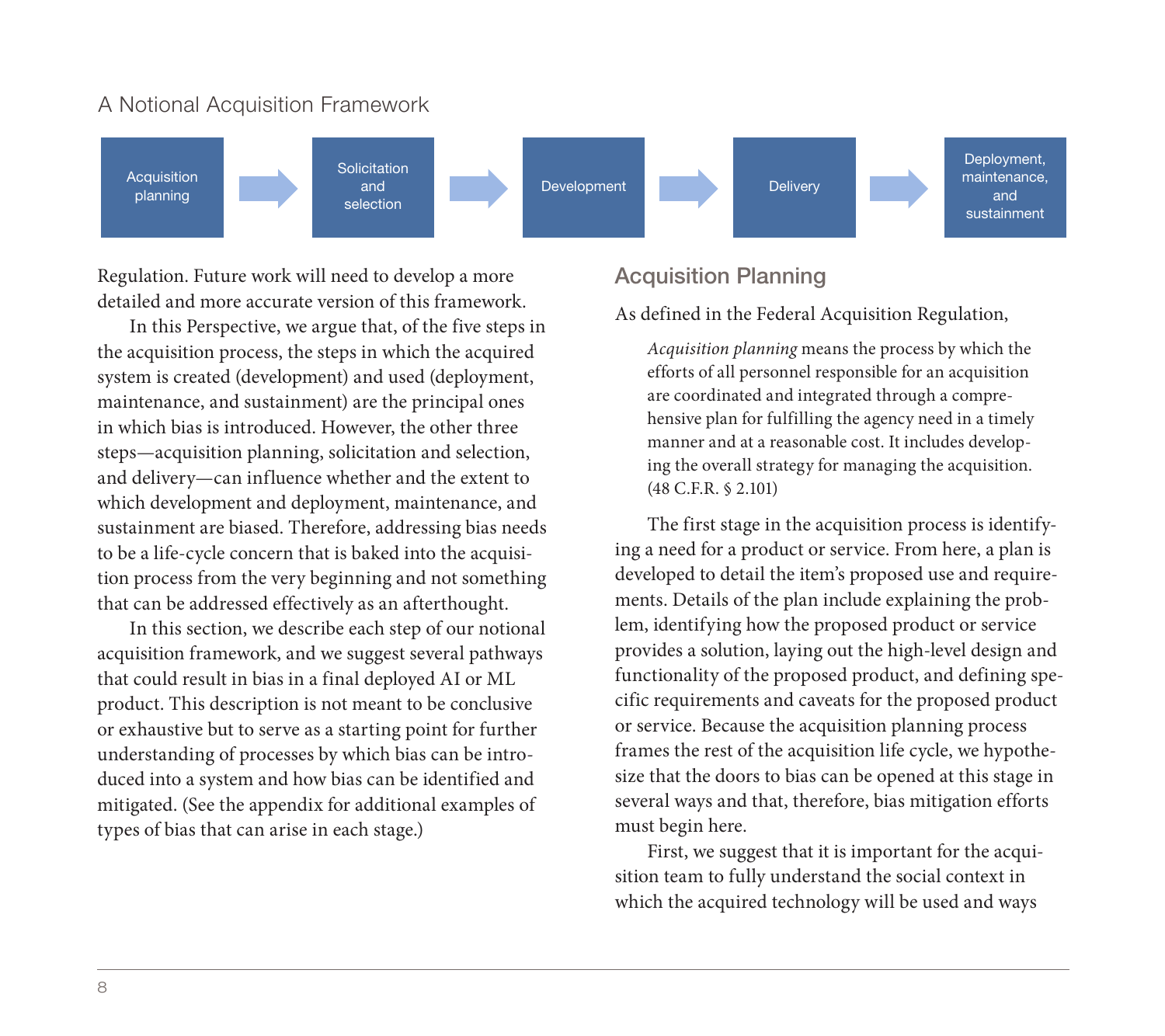A Notional Acquisition Framework

Acquisition planning → Solicitation and selection → Development → Delivery → Deployment, maintenance, and sustainment

Regulation. Future work will need to develop a more detailed and more accurate version of this framework.

In this Perspective, we argue that, of the five steps in the acquisition process, the steps in which the acquired system is created (development) and used (deployment, maintenance, and sustainment) are the principal ones in which bias is introduced. However, the other three steps—acquisition planning, solicitation and selection, and delivery—can influence whether and the extent to which development and deployment, maintenance, and sustainment are biased. Therefore, addressing bias needs to be a life-cycle concern that is baked into the acquisition process from the very beginning and not something that can be addressed effectively as an afterthought.

In this section, we describe each step of our notional acquisition framework, and we suggest several pathways that could result in bias in a final deployed AI or ML product. This description is not meant to be conclusive or exhaustive but to serve as a starting point for further understanding of processes by which bias can be introduced into a system and how bias can be identified and mitigated. (See the appendix for additional examples of types of bias that can arise in each stage.)

## Acquisition Planning

As defined in the Federal Acquisition Regulation,

> *Acquisition planning* means the process by which the efforts of all personnel responsible for an acquisition are coordinated and integrated through a comprehensive plan for fulfilling the agency need in a timely manner and at a reasonable cost. It includes developing the overall strategy for managing the acquisition. (48 C.F.R. § 2.101)

The first stage in the acquisition process is identifying a need for a product or service. From here, a plan is developed to detail the item's proposed use and requirements. Details of the plan include explaining the problem, identifying how the proposed product or service provides a solution, laying out the high-level design and functionality of the proposed product, and defining specific requirements and caveats for the proposed product or service. Because the acquisition planning process frames the rest of the acquisition life cycle, we hypothesize that the doors to bias can be opened at this stage in several ways and that, therefore, bias mitigation efforts must begin here.

First, we suggest that it is important for the acquisition team to fully understand the social context in which the acquired technology will be used and ways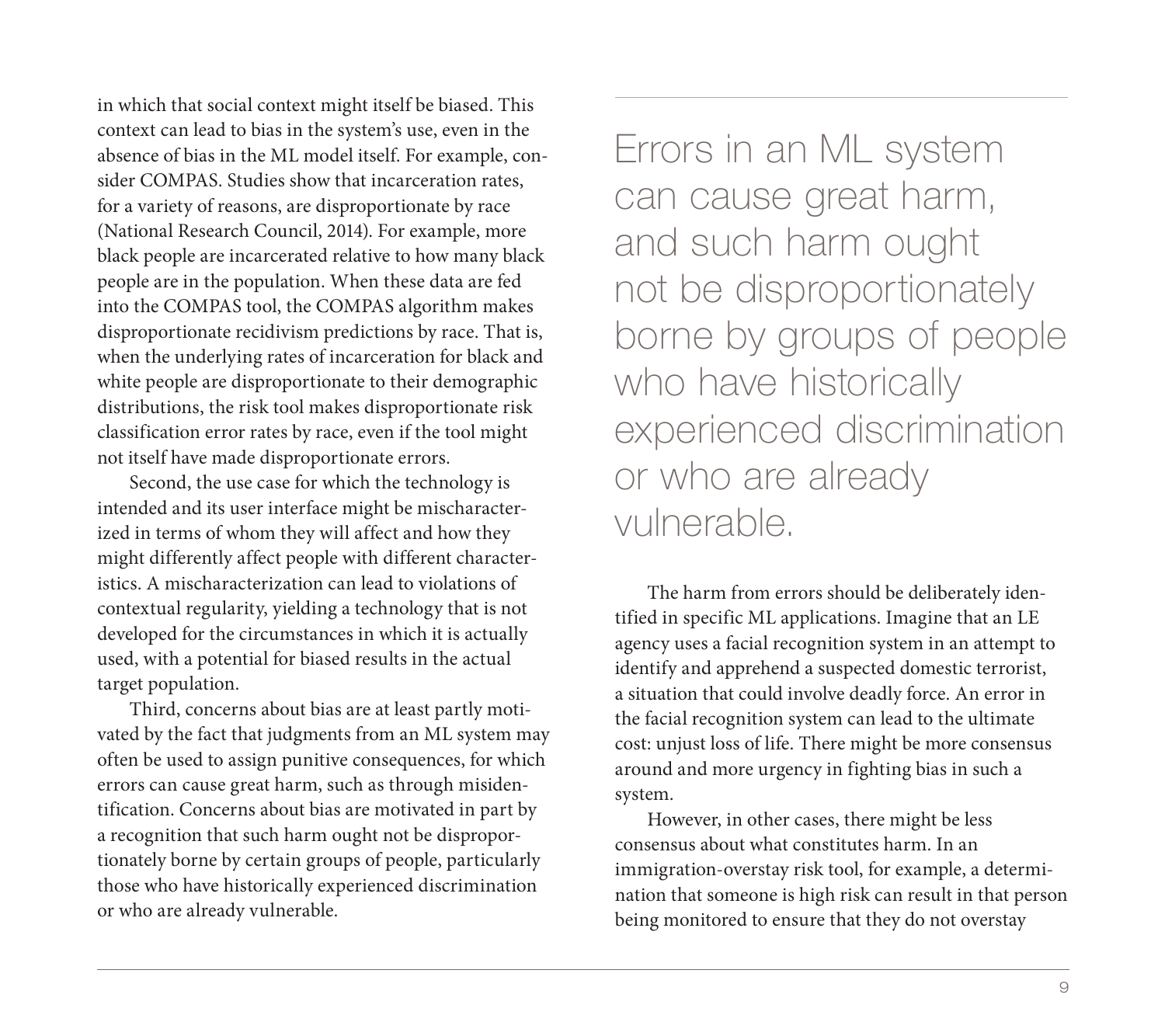in which that social context might itself be biased. This context can lead to bias in the system's use, even in the absence of bias in the ML model itself. For example, consider COMPAS. Studies show that incarceration rates, for a variety of reasons, are disproportionate by race (National Research Council, 2014). For example, more black people are incarcerated relative to how many black people are in the population. When these data are fed into the COMPAS tool, the COMPAS algorithm makes disproportionate recidivism predictions by race. That is, when the underlying rates of incarceration for black and white people are disproportionate to their demographic distributions, the risk tool makes disproportionate risk classification error rates by race, even if the tool might not itself have made disproportionate errors.

Second, the use case for which the technology is intended and its user interface might be mischaracterized in terms of whom they will affect and how they might differently affect people with different characteristics. A mischaracterization can lead to violations of contextual regularity, yielding a technology that is not developed for the circumstances in which it is actually used, with a potential for biased results in the actual target population.

Third, concerns about bias are at least partly motivated by the fact that judgments from an ML system may often be used to assign punitive consequences, for which errors can cause great harm, such as through misidentification. Concerns about bias are motivated in part by a recognition that such harm ought not be disproportionately borne by certain groups of people, particularly those who have historically experienced discrimination or who are already vulnerable.

> Errors in an ML system can cause great harm, and such harm ought not be disproportionately borne by groups of people who have historically experienced discrimination or who are already vulnerable.

The harm from errors should be deliberately identified in specific ML applications. Imagine that an LE agency uses a facial recognition system in an attempt to identify and apprehend a suspected domestic terrorist, a situation that could involve deadly force. An error in the facial recognition system can lead to the ultimate cost: unjust loss of life. There might be more consensus around and more urgency in fighting bias in such a system.

However, in other cases, there might be less consensus about what constitutes harm. In an immigration-overstay risk tool, for example, a determination that someone is high risk can result in that person being monitored to ensure that they do not overstay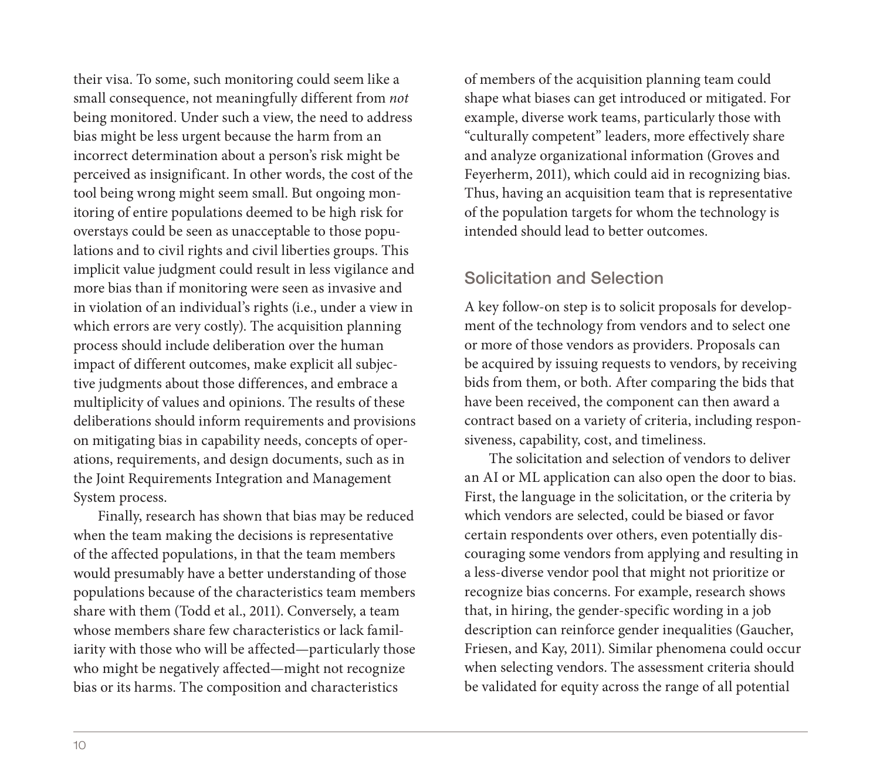their visa. To some, such monitoring could seem like a small consequence, not meaningfully different from *not* being monitored. Under such a view, the need to address bias might be less urgent because the harm from an incorrect determination about a person's risk might be perceived as insignificant. In other words, the cost of the tool being wrong might seem small. But ongoing monitoring of entire populations deemed to be high risk for overstays could be seen as unacceptable to those populations and to civil rights and civil liberties groups. This implicit value judgment could result in less vigilance and more bias than if monitoring were seen as invasive and in violation of an individual's rights (i.e., under a view in which errors are very costly). The acquisition planning process should include deliberation over the human impact of different outcomes, make explicit all subjective judgments about those differences, and embrace a multiplicity of values and opinions. The results of these deliberations should inform requirements and provisions on mitigating bias in capability needs, concepts of operations, requirements, and design documents, such as in the Joint Requirements Integration and Management System process.

Finally, research has shown that bias may be reduced when the team making the decisions is representative of the affected populations, in that the team members would presumably have a better understanding of those populations because of the characteristics team members share with them (Todd et al., 2011). Conversely, a team whose members share few characteristics or lack familiarity with those who will be affected—particularly those who might be negatively affected—might not recognize bias or its harms. The composition and characteristics of members of the acquisition planning team could shape what biases can get introduced or mitigated. For example, diverse work teams, particularly those with "culturally competent" leaders, more effectively share and analyze organizational information (Groves and Feyerherm, 2011), which could aid in recognizing bias. Thus, having an acquisition team that is representative of the population targets for whom the technology is intended should lead to better outcomes.

## Solicitation and Selection

A key follow-on step is to solicit proposals for development of the technology from vendors and to select one or more of those vendors as providers. Proposals can be acquired by issuing requests to vendors, by receiving bids from them, or both. After comparing the bids that have been received, the component can then award a contract based on a variety of criteria, including responsiveness, capability, cost, and timeliness.

The solicitation and selection of vendors to deliver an AI or ML application can also open the door to bias. First, the language in the solicitation, or the criteria by which vendors are selected, could be biased or favor certain respondents over others, even potentially discouraging some vendors from applying and resulting in a less-diverse vendor pool that might not prioritize or recognize bias concerns. For example, research shows that, in hiring, the gender-specific wording in a job description can reinforce gender inequalities (Gaucher, Friesen, and Kay, 2011). Similar phenomena could occur when selecting vendors. The assessment criteria should be validated for equity across the range of all potential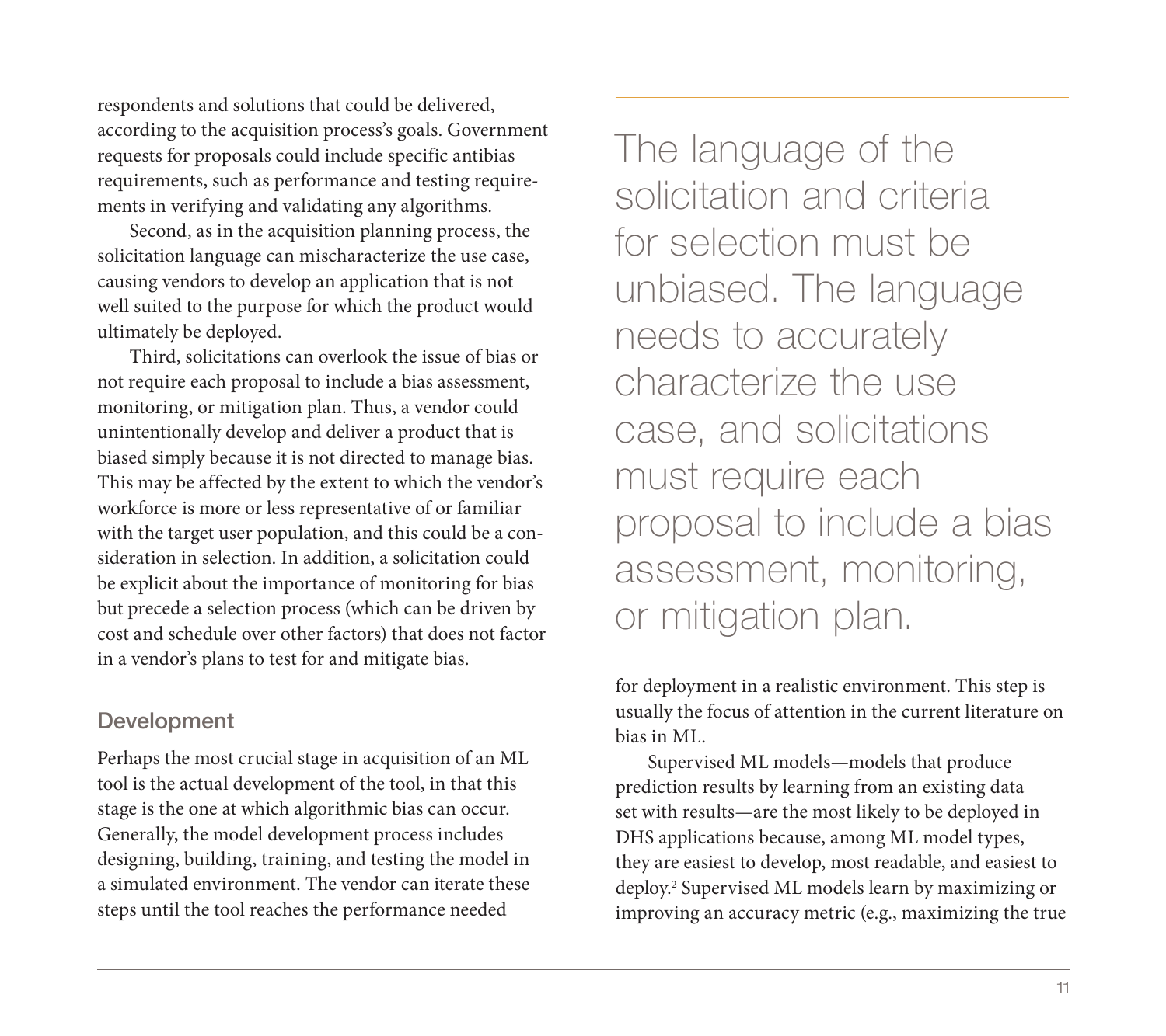respondents and solutions that could be delivered, according to the acquisition process's goals. Government requests for proposals could include specific antibias requirements, such as performance and testing requirements in verifying and validating any algorithms.

Second, as in the acquisition planning process, the solicitation language can mischaracterize the use case, causing vendors to develop an application that is not well suited to the purpose for which the product would ultimately be deployed.

Third, solicitations can overlook the issue of bias or not require each proposal to include a bias assessment, monitoring, or mitigation plan. Thus, a vendor could unintentionally develop and deliver a product that is biased simply because it is not directed to manage bias. This may be affected by the extent to which the vendor's workforce is more or less representative of or familiar with the target user population, and this could be a consideration in selection. In addition, a solicitation could be explicit about the importance of monitoring for bias but precede a selection process (which can be driven by cost and schedule over other factors) that does not factor in a vendor's plans to test for and mitigate bias.

> The language of the solicitation and criteria for selection must be unbiased. The language needs to accurately characterize the use case, and solicitations must require each proposal to include a bias assessment, monitoring, or mitigation plan.

### Development

Perhaps the most crucial stage in acquisition of an ML tool is the actual development of the tool, in that this stage is the one at which algorithmic bias can occur. Generally, the model development process includes designing, building, training, and testing the model in a simulated environment. The vendor can iterate these steps until the tool reaches the performance needed for deployment in a realistic environment. This step is usually the focus of attention in the current literature on bias in ML.

Supervised ML models—models that produce prediction results by learning from an existing data set with results—are the most likely to be deployed in DHS applications because, among ML model types, they are easiest to develop, most readable, and easiest to deploy.[2] Supervised ML models learn by maximizing or improving an accuracy metric (e.g., maximizing the true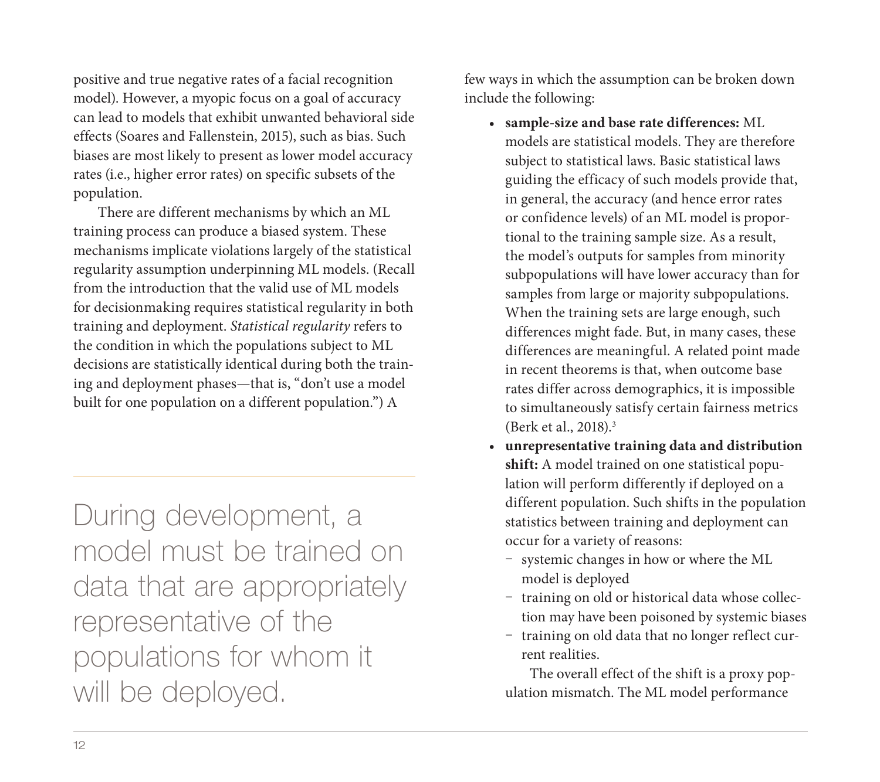positive and true negative rates of a facial recognition model). However, a myopic focus on a goal of accuracy can lead to models that exhibit unwanted behavioral side effects (Soares and Fallenstein, 2015), such as bias. Such biases are most likely to present as lower model accuracy rates (i.e., higher error rates) on specific subsets of the population.

There are different mechanisms by which an ML training process can produce a biased system. These mechanisms implicate violations largely of the statistical regularity assumption underpinning ML models. (Recall from the introduction that the valid use of ML models for decisionmaking requires statistical regularity in both training and deployment. *Statistical regularity* refers to the condition in which the populations subject to ML decisions are statistically identical during both the training and deployment phases—that is, "don't use a model built for one population on a different population.") A few ways in which the assumption can be broken down include the following:

> During development, a model must be trained on data that are appropriately representative of the populations for whom it will be deployed.

- **sample-size and base rate differences:** ML models are statistical models. They are therefore subject to statistical laws. Basic statistical laws guiding the efficacy of such models provide that, in general, the accuracy (and hence error rates or confidence levels) of an ML model is proportional to the training sample size. As a result, the model's outputs for samples from minority subpopulations will have lower accuracy than for samples from large or majority subpopulations. When the training sets are large enough, such differences might fade. But, in many cases, these differences are meaningful. A related point made in recent theorems is that, when outcome base rates differ across demographics, it is impossible to simultaneously satisfy certain fairness metrics (Berk et al., 2018).[3]
- **unrepresentative training data and distribution shift:** A model trained on one statistical population will perform differently if deployed on a different population. Such shifts in the population statistics between training and deployment can occur for a variety of reasons:
  - systemic changes in how or where the ML model is deployed
  - training on old or historical data whose collection may have been poisoned by systemic biases
  - training on old data that no longer reflect current realities.

  The overall effect of the shift is a proxy population mismatch. The ML model performance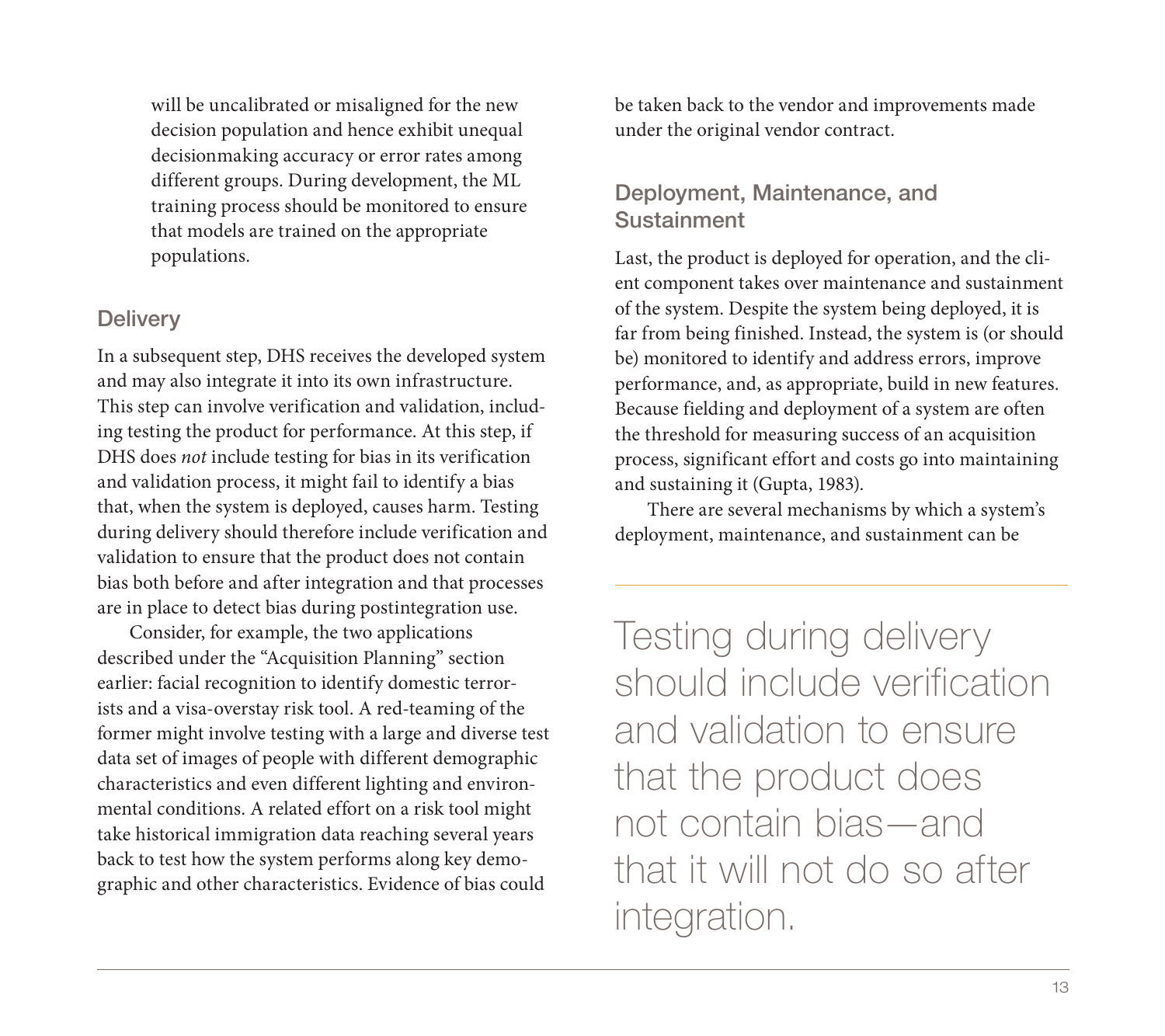will be uncalibrated or misaligned for the new decision population and hence exhibit unequal decisionmaking accuracy or error rates among different groups. During development, the ML training process should be monitored to ensure that models are trained on the appropriate populations.

### Delivery

In a subsequent step, DHS receives the developed system and may also integrate it into its own infrastructure. This step can involve verification and validation, including testing the product for performance. At this step, if DHS does *not* include testing for bias in its verification and validation process, it might fail to identify a bias that, when the system is deployed, causes harm. Testing during delivery should therefore include verification and validation to ensure that the product does not contain bias both before and after integration and that processes are in place to detect bias during postintegration use.

Consider, for example, the two applications described under the "Acquisition Planning" section earlier: facial recognition to identify domestic terrorists and a visa-overstay risk tool. A red-teaming of the former might involve testing with a large and diverse test data set of images of people with different demographic characteristics and even different lighting and environmental conditions. A related effort on a risk tool might take historical immigration data reaching several years back to test how the system performs along key demographic and other characteristics. Evidence of bias could be taken back to the vendor and improvements made under the original vendor contract.

### Deployment, Maintenance, and Sustainment

Last, the product is deployed for operation, and the client component takes over maintenance and sustainment of the system. Despite the system being deployed, it is far from being finished. Instead, the system is (or should be) monitored to identify and address errors, improve performance, and, as appropriate, build in new features. Because fielding and deployment of a system are often the threshold for measuring success of an acquisition process, significant effort and costs go into maintaining and sustaining it (Gupta, 1983).

There are several mechanisms by which a system's deployment, maintenance, and sustainment can be

> Testing during delivery should include verification and validation to ensure that the product does not contain bias—and that it will not do so after integration.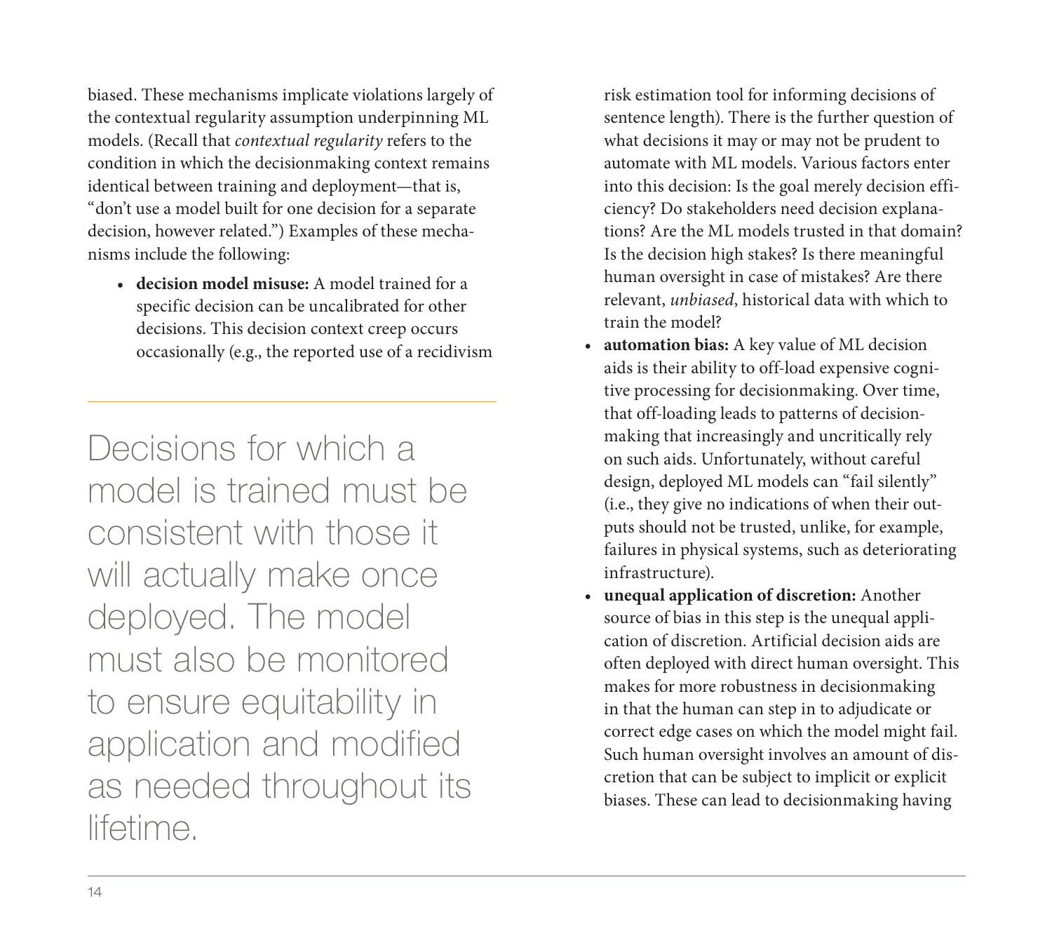biased. These mechanisms implicate violations largely of the contextual regularity assumption underpinning ML models. (Recall that *contextual regularity* refers to the condition in which the decisionmaking context remains identical between training and deployment—that is, "don't use a model built for one decision for a separate decision, however related.") Examples of these mechanisms include the following:

- **decision model misuse:** A model trained for a specific decision can be uncalibrated for other decisions. This decision context creep occurs occasionally (e.g., the reported use of a recidivism risk estimation tool for informing decisions of sentence length). There is the further question of what decisions it may or may not be prudent to automate with ML models. Various factors enter into this decision: Is the goal merely decision efficiency? Do stakeholders need decision explanations? Are the ML models trusted in that domain? Is the decision high stakes? Is there meaningful human oversight in case of mistakes? Are there relevant, *unbiased*, historical data with which to train the model?
- **automation bias:** A key value of ML decision aids is their ability to off-load expensive cognitive processing for decisionmaking. Over time, that off-loading leads to patterns of decisionmaking that increasingly and uncritically rely on such aids. Unfortunately, without careful design, deployed ML models can "fail silently" (i.e., they give no indications of when their outputs should not be trusted, unlike, for example, failures in physical systems, such as deteriorating infrastructure).
- **unequal application of discretion:** Another source of bias in this step is the unequal application of discretion. Artificial decision aids are often deployed with direct human oversight. This makes for more robustness in decisionmaking in that the human can step in to adjudicate or correct edge cases on which the model might fail. Such human oversight involves an amount of discretion that can be subject to implicit or explicit biases. These can lead to decisionmaking having

> Decisions for which a model is trained must be consistent with those it will actually make once deployed. The model must also be monitored to ensure equitability in application and modified as needed throughout its lifetime.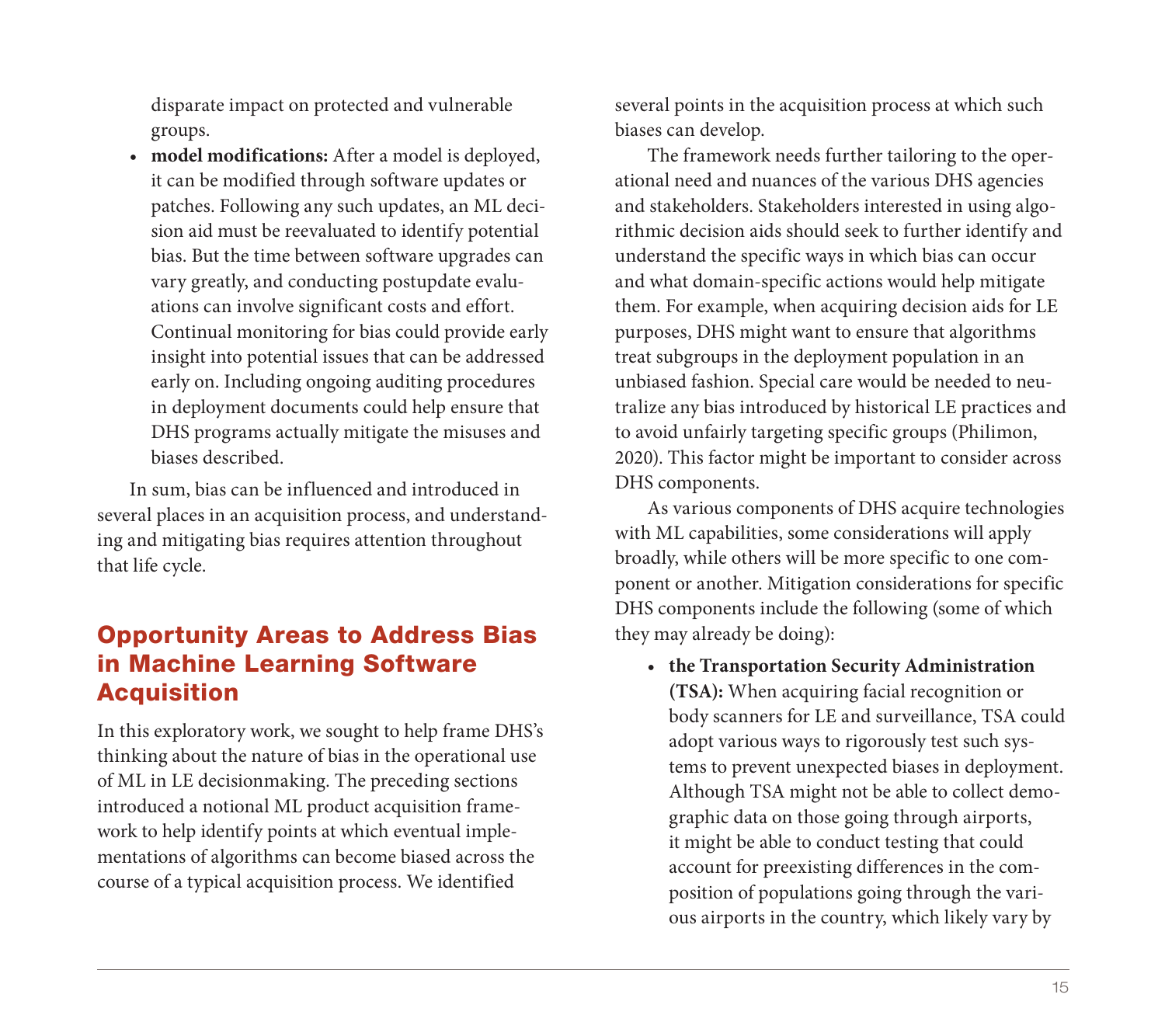disparate impact on protected and vulnerable groups.

- **model modifications:** After a model is deployed, it can be modified through software updates or patches. Following any such updates, an ML decision aid must be reevaluated to identify potential bias. But the time between software upgrades can vary greatly, and conducting postupdate evaluations can involve significant costs and effort. Continual monitoring for bias could provide early insight into potential issues that can be addressed early on. Including ongoing auditing procedures in deployment documents could help ensure that DHS programs actually mitigate the misuses and biases described.

In sum, bias can be influenced and introduced in several places in an acquisition process, and understanding and mitigating bias requires attention throughout that life cycle.

## Opportunity Areas to Address Bias in Machine Learning Software Acquisition

In this exploratory work, we sought to help frame DHS's thinking about the nature of bias in the operational use of ML in LE decisionmaking. The preceding sections introduced a notional ML product acquisition framework to help identify points at which eventual implementations of algorithms can become biased across the course of a typical acquisition process. We identified several points in the acquisition process at which such biases can develop.

The framework needs further tailoring to the operational need and nuances of the various DHS agencies and stakeholders. Stakeholders interested in using algorithmic decision aids should seek to further identify and understand the specific ways in which bias can occur and what domain-specific actions would help mitigate them. For example, when acquiring decision aids for LE purposes, DHS might want to ensure that algorithms treat subgroups in the deployment population in an unbiased fashion. Special care would be needed to neutralize any bias introduced by historical LE practices and to avoid unfairly targeting specific groups (Philimon, 2020). This factor might be important to consider across DHS components.

As various components of DHS acquire technologies with ML capabilities, some considerations will apply broadly, while others will be more specific to one component or another. Mitigation considerations for specific DHS components include the following (some of which they may already be doing):

- **the Transportation Security Administration (TSA):** When acquiring facial recognition or body scanners for LE and surveillance, TSA could adopt various ways to rigorously test such systems to prevent unexpected biases in deployment. Although TSA might not be able to collect demographic data on those going through airports, it might be able to conduct testing that could account for preexisting differences in the composition of populations going through the various airports in the country, which likely vary by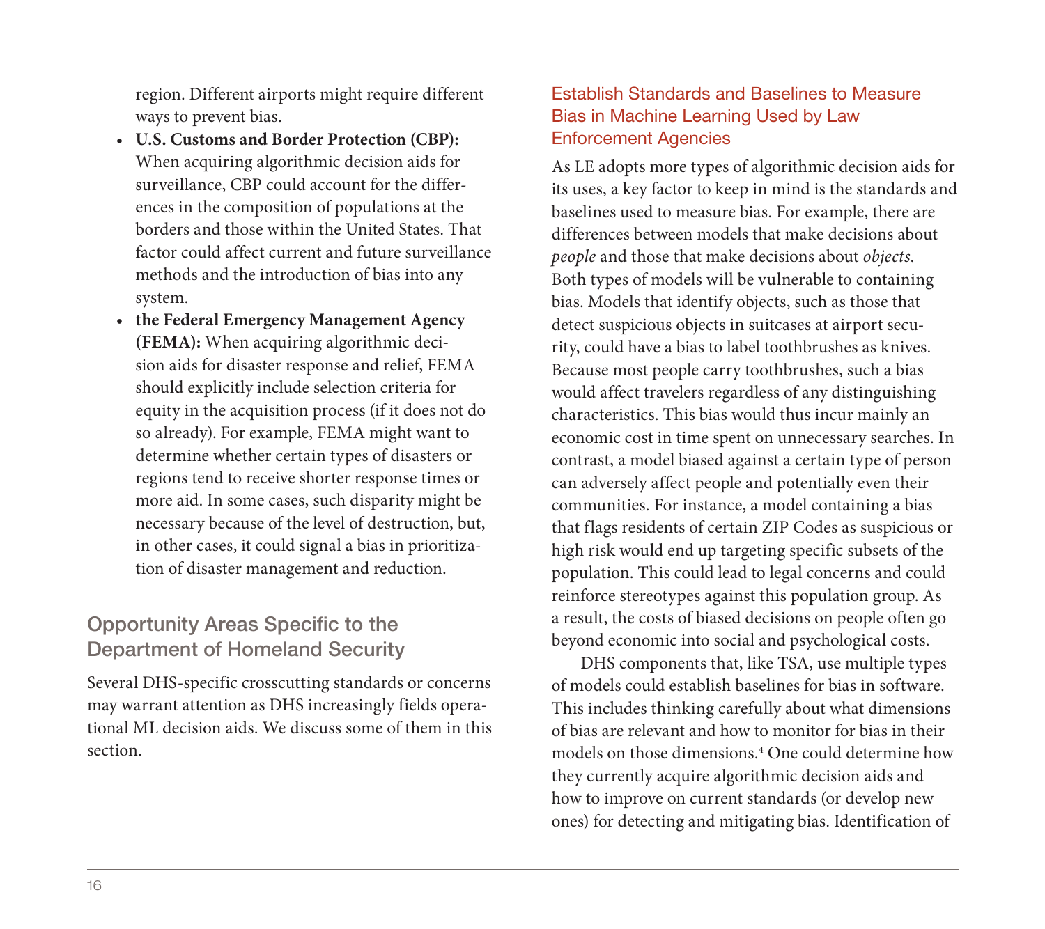region. Different airports might require different ways to prevent bias.

- **U.S. Customs and Border Protection (CBP):** When acquiring algorithmic decision aids for surveillance, CBP could account for the differences in the composition of populations at the borders and those within the United States. That factor could affect current and future surveillance methods and the introduction of bias into any system.
- **the Federal Emergency Management Agency (FEMA):** When acquiring algorithmic decision aids for disaster response and relief, FEMA should explicitly include selection criteria for equity in the acquisition process (if it does not do so already). For example, FEMA might want to determine whether certain types of disasters or regions tend to receive shorter response times or more aid. In some cases, such disparity might be necessary because of the level of destruction, but, in other cases, it could signal a bias in prioritization of disaster management and reduction.

## Opportunity Areas Specific to the Department of Homeland Security

Several DHS-specific crosscutting standards or concerns may warrant attention as DHS increasingly fields operational ML decision aids. We discuss some of them in this section.

### Establish Standards and Baselines to Measure Bias in Machine Learning Used by Law Enforcement Agencies

As LE adopts more types of algorithmic decision aids for its uses, a key factor to keep in mind is the standards and baselines used to measure bias. For example, there are differences between models that make decisions about *people* and those that make decisions about *objects*. Both types of models will be vulnerable to containing bias. Models that identify objects, such as those that detect suspicious objects in suitcases at airport security, could have a bias to label toothbrushes as knives. Because most people carry toothbrushes, such a bias would affect travelers regardless of any distinguishing characteristics. This bias would thus incur mainly an economic cost in time spent on unnecessary searches. In contrast, a model biased against a certain type of person can adversely affect people and potentially even their communities. For instance, a model containing a bias that flags residents of certain ZIP Codes as suspicious or high risk would end up targeting specific subsets of the population. This could lead to legal concerns and could reinforce stereotypes against this population group. As a result, the costs of biased decisions on people often go beyond economic into social and psychological costs.

DHS components that, like TSA, use multiple types of models could establish baselines for bias in software. This includes thinking carefully about what dimensions of bias are relevant and how to monitor for bias in their models on those dimensions.[4] One could determine how they currently acquire algorithmic decision aids and how to improve on current standards (or develop new ones) for detecting and mitigating bias. Identification of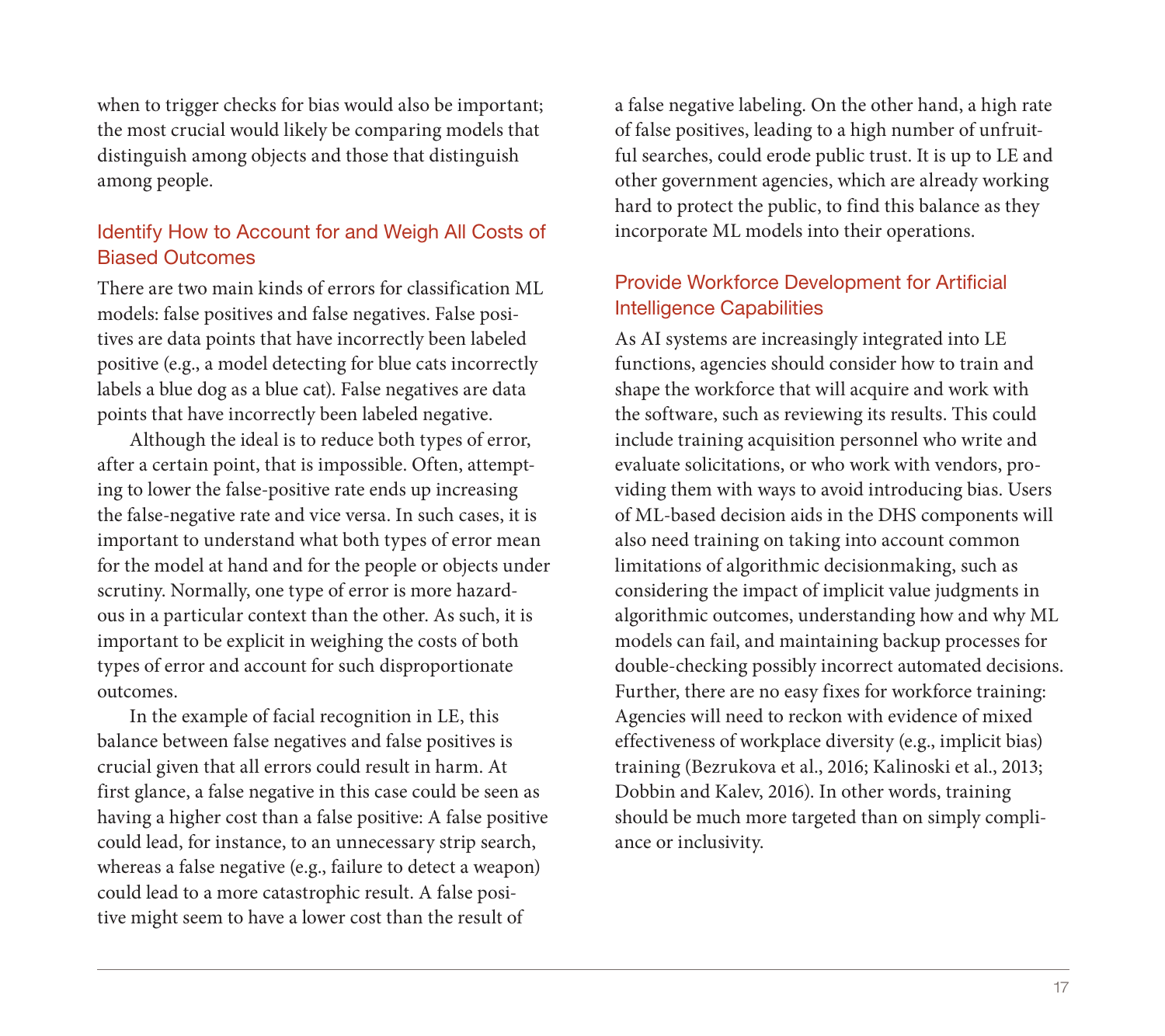when to trigger checks for bias would also be important; the most crucial would likely be comparing models that distinguish among objects and those that distinguish among people.

## Identify How to Account for and Weigh All Costs of Biased Outcomes

There are two main kinds of errors for classification ML models: false positives and false negatives. False positives are data points that have incorrectly been labeled positive (e.g., a model detecting for blue cats incorrectly labels a blue dog as a blue cat). False negatives are data points that have incorrectly been labeled negative.

Although the ideal is to reduce both types of error, after a certain point, that is impossible. Often, attempting to lower the false-positive rate ends up increasing the false-negative rate and vice versa. In such cases, it is important to understand what both types of error mean for the model at hand and for the people or objects under scrutiny. Normally, one type of error is more hazardous in a particular context than the other. As such, it is important to be explicit in weighing the costs of both types of error and account for such disproportionate outcomes.

In the example of facial recognition in LE, this balance between false negatives and false positives is crucial given that all errors could result in harm. At first glance, a false negative in this case could be seen as having a higher cost than a false positive: A false positive could lead, for instance, to an unnecessary strip search, whereas a false negative (e.g., failure to detect a weapon) could lead to a more catastrophic result. A false positive might seem to have a lower cost than the result of a false negative labeling. On the other hand, a high rate of false positives, leading to a high number of unfruitful searches, could erode public trust. It is up to LE and other government agencies, which are already working hard to protect the public, to find this balance as they incorporate ML models into their operations.

## Provide Workforce Development for Artificial Intelligence Capabilities

As AI systems are increasingly integrated into LE functions, agencies should consider how to train and shape the workforce that will acquire and work with the software, such as reviewing its results. This could include training acquisition personnel who write and evaluate solicitations, or who work with vendors, providing them with ways to avoid introducing bias. Users of ML-based decision aids in the DHS components will also need training on taking into account common limitations of algorithmic decisionmaking, such as considering the impact of implicit value judgments in algorithmic outcomes, understanding how and why ML models can fail, and maintaining backup processes for double-checking possibly incorrect automated decisions. Further, there are no easy fixes for workforce training: Agencies will need to reckon with evidence of mixed effectiveness of workplace diversity (e.g., implicit bias) training (Bezrukova et al., 2016; Kalinoski et al., 2013; Dobbin and Kalev, 2016). In other words, training should be much more targeted than on simply compliance or inclusivity.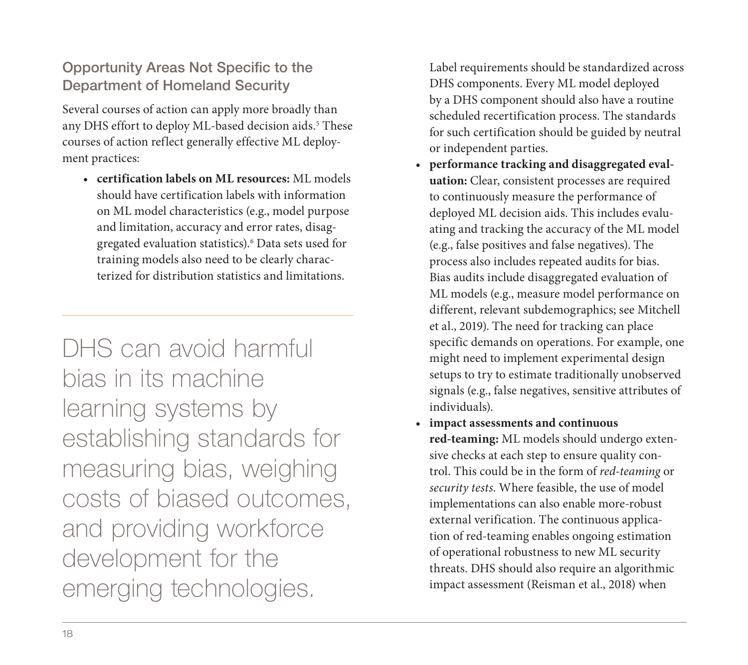## Opportunity Areas Not Specific to the Department of Homeland Security

Several courses of action can apply more broadly than any DHS effort to deploy ML-based decision aids.[5] These courses of action reflect generally effective ML deployment practices:

- **certification labels on ML resources:** ML models should have certification labels with information on ML model characteristics (e.g., model purpose and limitation, accuracy and error rates, disaggregated evaluation statistics).[6] Data sets used for training models also need to be clearly characterized for distribution statistics and limitations. Label requirements should be standardized across DHS components. Every ML model deployed by a DHS component should also have a routine scheduled recertification process. The standards for such certification should be guided by neutral or independent parties.
- **performance tracking and disaggregated evaluation:** Clear, consistent processes are required to continuously measure the performance of deployed ML decision aids. This includes evaluating and tracking the accuracy of the ML model (e.g., false positives and false negatives). The process also includes repeated audits for bias. Bias audits include disaggregated evaluation of ML models (e.g., measure model performance on different, relevant subdemographics; see Mitchell et al., 2019). The need for tracking can place specific demands on operations. For example, one might need to implement experimental design setups to try to estimate traditionally unobserved signals (e.g., false negatives, sensitive attributes of individuals).
- **impact assessments and continuous red-teaming:** ML models should undergo extensive checks at each step to ensure quality control. This could be in the form of *red-teaming* or *security tests*. Where feasible, the use of model implementations can also enable more-robust external verification. The continuous application of red-teaming enables ongoing estimation of operational robustness to new ML security threats. DHS should also require an algorithmic impact assessment (Reisman et al., 2018) when

DHS can avoid harmful bias in its machine learning systems by establishing standards for measuring bias, weighing costs of biased outcomes, and providing workforce development for the emerging technologies.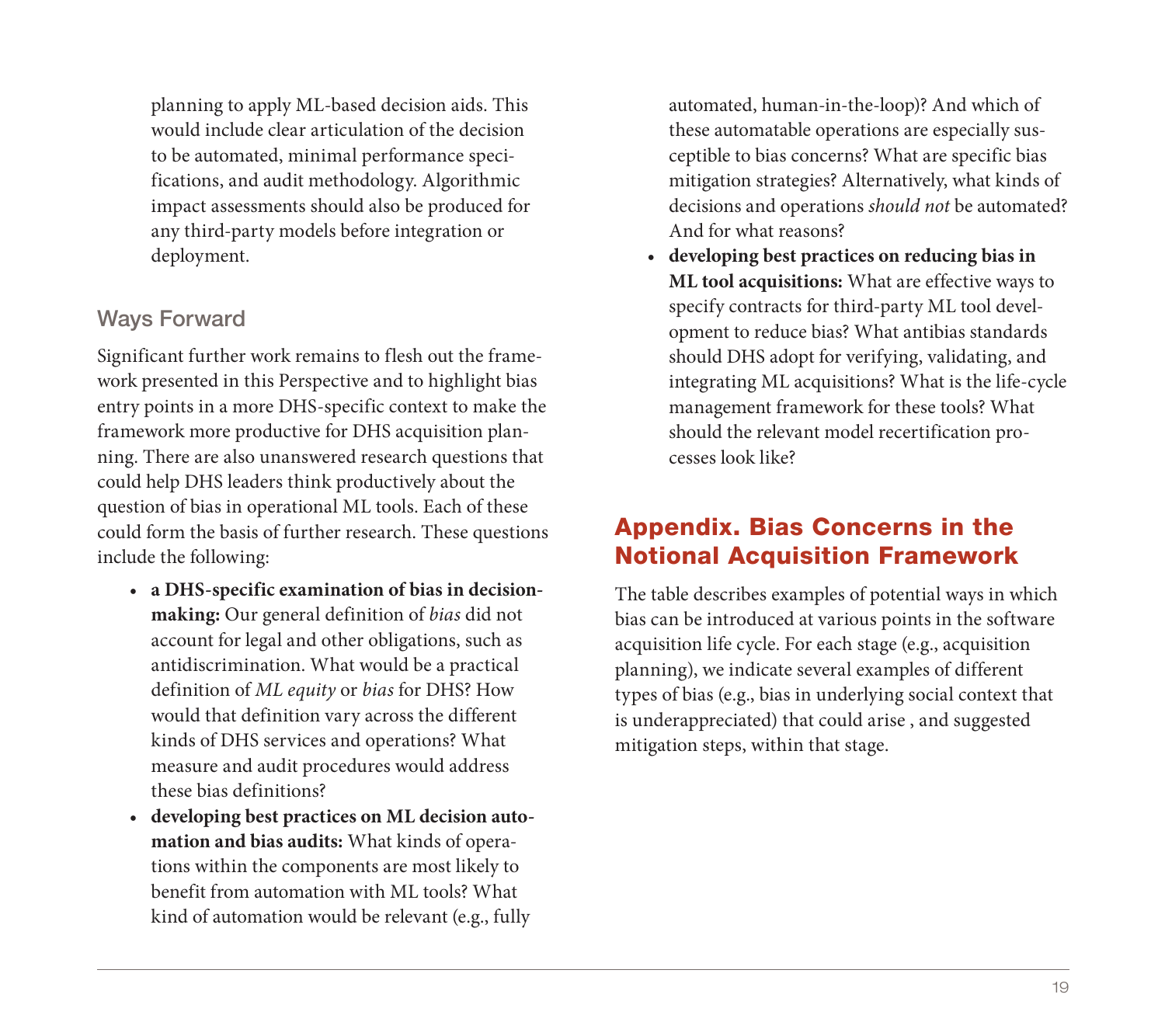planning to apply ML-based decision aids. This would include clear articulation of the decision to be automated, minimal performance specifications, and audit methodology. Algorithmic impact assessments should also be produced for any third-party models before integration or deployment.

### Ways Forward

Significant further work remains to flesh out the framework presented in this Perspective and to highlight bias entry points in a more DHS-specific context to make the framework more productive for DHS acquisition planning. There are also unanswered research questions that could help DHS leaders think productively about the question of bias in operational ML tools. Each of these could form the basis of further research. These questions include the following:

- **a DHS-specific examination of bias in decision-making:** Our general definition of *bias* did not account for legal and other obligations, such as antidiscrimination. What would be a practical definition of *ML equity* or *bias* for DHS? How would that definition vary across the different kinds of DHS services and operations? What measure and audit procedures would address these bias definitions?
- **developing best practices on ML decision automation and bias audits:** What kinds of operations within the components are most likely to benefit from automation with ML tools? What kind of automation would be relevant (e.g., fully automated, human-in-the-loop)? And which of these automatable operations are especially susceptible to bias concerns? What are specific bias mitigation strategies? Alternatively, what kinds of decisions and operations *should not* be automated? And for what reasons?
- **developing best practices on reducing bias in ML tool acquisitions:** What are effective ways to specify contracts for third-party ML tool development to reduce bias? What antibias standards should DHS adopt for verifying, validating, and integrating ML acquisitions? What is the life-cycle management framework for these tools? What should the relevant model recertification processes look like?

## Appendix. Bias Concerns in the Notional Acquisition Framework

The table describes examples of potential ways in which bias can be introduced at various points in the software acquisition life cycle. For each stage (e.g., acquisition planning), we indicate several examples of different types of bias (e.g., bias in underlying social context that is underappreciated) that could arise , and suggested mitigation steps, within that stage.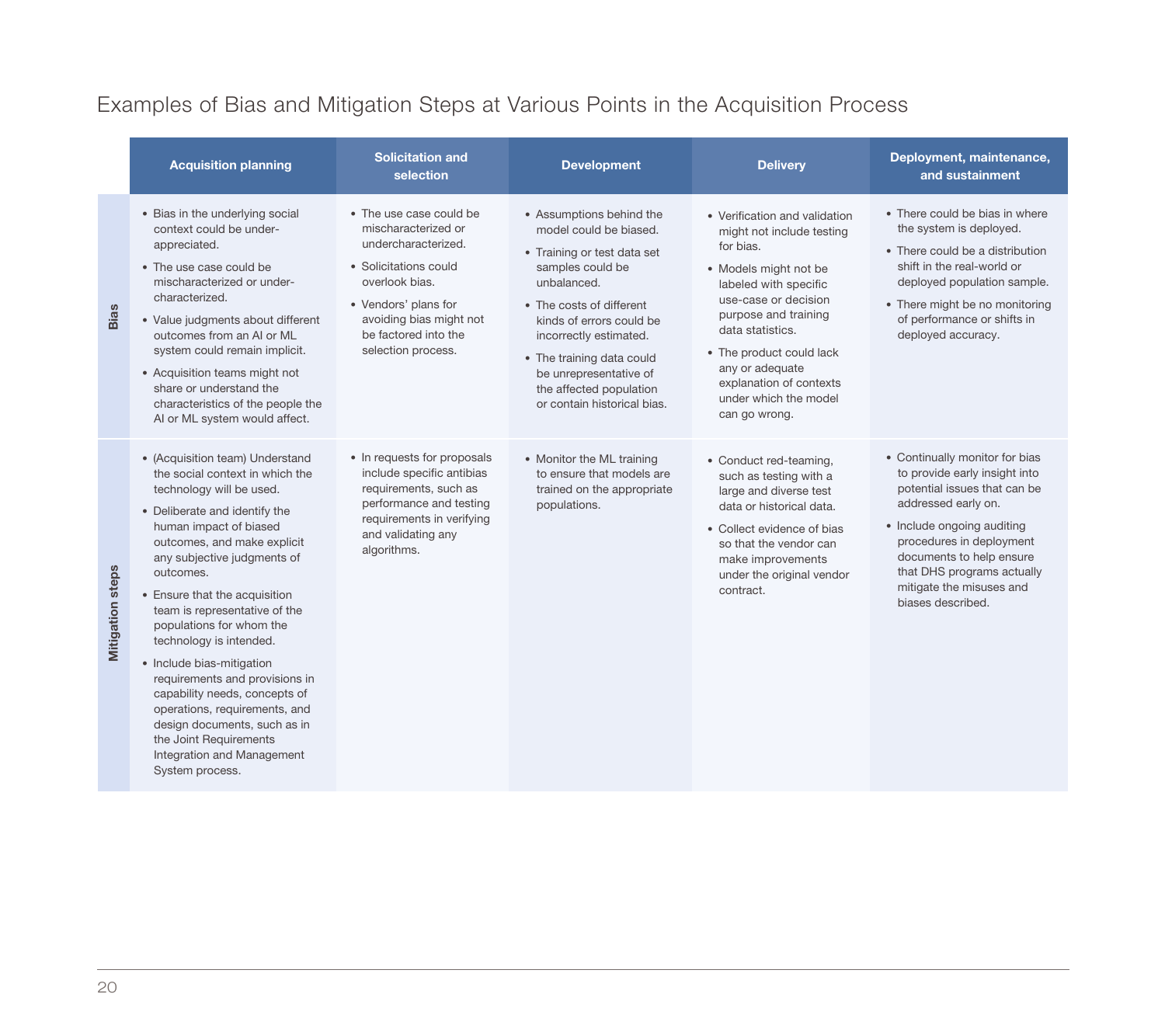## Examples of Bias and Mitigation Steps at Various Points in the Acquisition Process

| | Acquisition planning | Solicitation and selection | Development | Delivery | Deployment, maintenance, and sustainment |
|---|---|---|---|---|---|
| **Bias** | • Bias in the underlying social context could be under-appreciated.<br>• The use case could be mischaracterized or under-characterized.<br>• Value judgments about different outcomes from an AI or ML system could remain implicit.<br>• Acquisition teams might not share or understand the characteristics of the people the AI or ML system would affect. | • The use case could be mischaracterized or undercharacterized.<br>• Solicitations could overlook bias.<br>• Vendors' plans for avoiding bias might not be factored into the selection process. | • Assumptions behind the model could be biased.<br>• Training or test data set samples could be unbalanced.<br>• The costs of different kinds of errors could be incorrectly estimated.<br>• The training data could be unrepresentative of the affected population or contain historical bias. | • Verification and validation might not include testing for bias.<br>• Models might not be labeled with specific use-case or decision purpose and training data statistics.<br>• The product could lack any or adequate explanation of contexts under which the model can go wrong. | • There could be bias in where the system is deployed.<br>• There could be a distribution shift in the real-world or deployed population sample.<br>• There might be no monitoring of performance or shifts in deployed accuracy. |
| **Mitigation steps** | • (Acquisition team) Understand the social context in which the technology will be used.<br>• Deliberate and identify the human impact of biased outcomes, and make explicit any subjective judgments of outcomes.<br>• Ensure that the acquisition team is representative of the populations for whom the technology is intended.<br>• Include bias-mitigation requirements and provisions in capability needs, concepts of operations, requirements, and design documents, such as in the Joint Requirements Integration and Management System process. | • In requests for proposals include specific antibias requirements, such as performance and testing requirements in verifying and validating any algorithms. | • Monitor the ML training to ensure that models are trained on the appropriate populations. | • Conduct red-teaming, such as testing with a large and diverse test data or historical data.<br>• Collect evidence of bias so that the vendor can make improvements under the original vendor contract. | • Continually monitor for bias to provide early insight into potential issues that can be addressed early on.<br>• Include ongoing auditing procedures in deployment documents to help ensure that DHS programs actually mitigate the misuses and biases described. |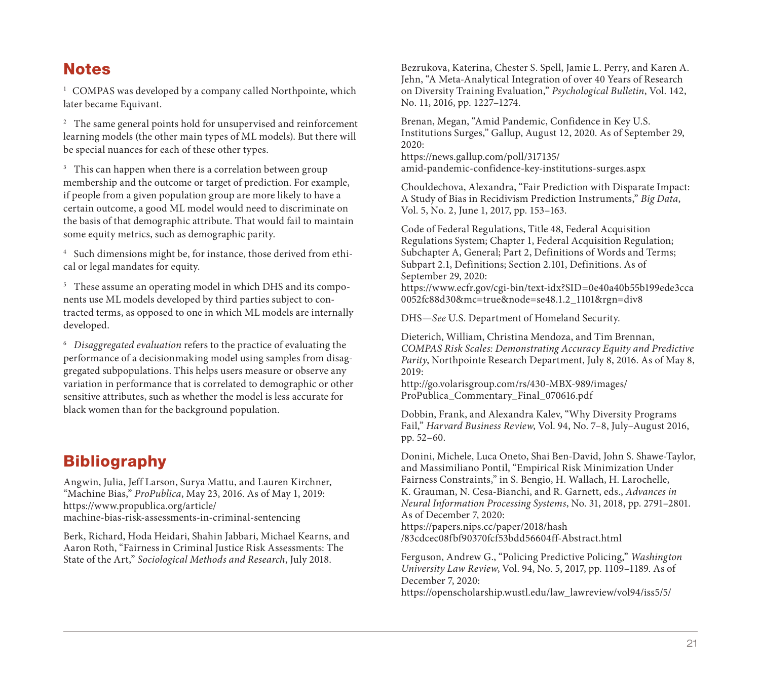## Notes

[1] COMPAS was developed by a company called Northpointe, which later became Equivant.

[2] The same general points hold for unsupervised and reinforcement learning models (the other main types of ML models). But there will be special nuances for each of these other types.

[3] This can happen when there is a correlation between group membership and the outcome or target of prediction. For example, if people from a given population group are more likely to have a certain outcome, a good ML model would need to discriminate on the basis of that demographic attribute. That would fail to maintain some equity metrics, such as demographic parity.

[4] Such dimensions might be, for instance, those derived from ethical or legal mandates for equity.

[5] These assume an operating model in which DHS and its components use ML models developed by third parties subject to contracted terms, as opposed to one in which ML models are internally developed.

[6] *Disaggregated evaluation* refers to the practice of evaluating the performance of a decisionmaking model using samples from disaggregated subpopulations. This helps users measure or observe any variation in performance that is correlated to demographic or other sensitive attributes, such as whether the model is less accurate for black women than for the background population.

## Bibliography

Angwin, Julia, Jeff Larson, Surya Mattu, and Lauren Kirchner, "Machine Bias," *ProPublica*, May 23, 2016. As of May 1, 2019: https://www.propublica.org/article/machine-bias-risk-assessments-in-criminal-sentencing

Berk, Richard, Hoda Heidari, Shahin Jabbari, Michael Kearns, and Aaron Roth, "Fairness in Criminal Justice Risk Assessments: The State of the Art," *Sociological Methods and Research*, July 2018.

Bezrukova, Katerina, Chester S. Spell, Jamie L. Perry, and Karen A. Jehn, "A Meta-Analytical Integration of over 40 Years of Research on Diversity Training Evaluation," *Psychological Bulletin*, Vol. 142, No. 11, 2016, pp. 1227–1274.

Brenan, Megan, "Amid Pandemic, Confidence in Key U.S. Institutions Surges," Gallup, August 12, 2020. As of September 29, 2020: https://news.gallup.com/poll/317135/amid-pandemic-confidence-key-institutions-surges.aspx

Chouldechova, Alexandra, "Fair Prediction with Disparate Impact: A Study of Bias in Recidivism Prediction Instruments," *Big Data*, Vol. 5, No. 2, June 1, 2017, pp. 153–163.

Code of Federal Regulations, Title 48, Federal Acquisition Regulations System; Chapter 1, Federal Acquisition Regulation; Subchapter A, General; Part 2, Definitions of Words and Terms; Subpart 2.1, Definitions; Section 2.101, Definitions. As of September 29, 2020: https://www.ecfr.gov/cgi-bin/text-idx?SID=0e40a40b55b199ede3cca0052fc88d30&mc=true&node=se48.1.2_1101&rgn=div8

DHS—*See* U.S. Department of Homeland Security.

Dieterich, William, Christina Mendoza, and Tim Brennan, *COMPAS Risk Scales: Demonstrating Accuracy Equity and Predictive Parity*, Northpointe Research Department, July 8, 2016. As of May 8, 2019: http://go.volarisgroup.com/rs/430-MBX-989/images/ProPublica_Commentary_Final_070616.pdf

Dobbin, Frank, and Alexandra Kalev, "Why Diversity Programs Fail," *Harvard Business Review*, Vol. 94, No. 7–8, July–August 2016, pp. 52–60.

Donini, Michele, Luca Oneto, Shai Ben-David, John S. Shawe-Taylor, and Massimiliano Pontil, "Empirical Risk Minimization Under Fairness Constraints," in S. Bengio, H. Wallach, H. Larochelle, K. Grauman, N. Cesa-Bianchi, and R. Garnett, eds., *Advances in Neural Information Processing Systems*, No. 31, 2018, pp. 2791–2801. As of December 7, 2020: https://papers.nips.cc/paper/2018/hash/83cdcec08fbf90370fcf53bdd56604ff-Abstract.html

Ferguson, Andrew G., "Policing Predictive Policing," *Washington University Law Review*, Vol. 94, No. 5, 2017, pp. 1109–1189. As of December 7, 2020: https://openscholarship.wustl.edu/law_lawreview/vol94/iss5/5/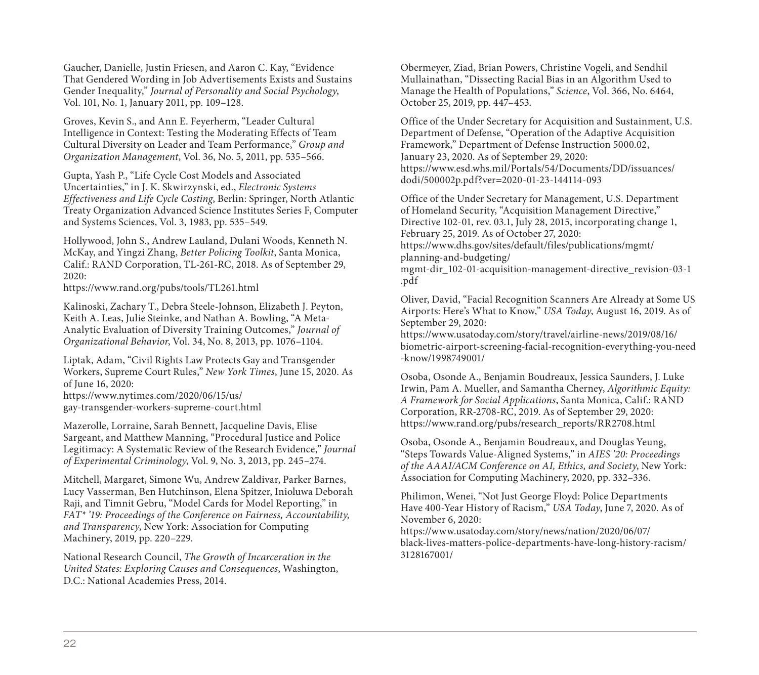Gaucher, Danielle, Justin Friesen, and Aaron C. Kay, "Evidence That Gendered Wording in Job Advertisements Exists and Sustains Gender Inequality," *Journal of Personality and Social Psychology*, Vol. 101, No. 1, January 2011, pp. 109–128.

Groves, Kevin S., and Ann E. Feyerherm, "Leader Cultural Intelligence in Context: Testing the Moderating Effects of Team Cultural Diversity on Leader and Team Performance," *Group and Organization Management*, Vol. 36, No. 5, 2011, pp. 535–566.

Gupta, Yash P., "Life Cycle Cost Models and Associated Uncertainties," in J. K. Skwirzynski, ed., *Electronic Systems Effectiveness and Life Cycle Costing*, Berlin: Springer, North Atlantic Treaty Organization Advanced Science Institutes Series F, Computer and Systems Sciences, Vol. 3, 1983, pp. 535–549.

Hollywood, John S., Andrew Lauland, Dulani Woods, Kenneth N. McKay, and Yingzi Zhang, *Better Policing Toolkit*, Santa Monica, Calif.: RAND Corporation, TL-261-RC, 2018. As of September 29, 2020:
https://www.rand.org/pubs/tools/TL261.html

Kalinoski, Zachary T., Debra Steele-Johnson, Elizabeth J. Peyton, Keith A. Leas, Julie Steinke, and Nathan A. Bowling, "A Meta-Analytic Evaluation of Diversity Training Outcomes," *Journal of Organizational Behavior*, Vol. 34, No. 8, 2013, pp. 1076–1104.

Liptak, Adam, "Civil Rights Law Protects Gay and Transgender Workers, Supreme Court Rules," *New York Times*, June 15, 2020. As of June 16, 2020:
https://www.nytimes.com/2020/06/15/us/gay-transgender-workers-supreme-court.html

Mazerolle, Lorraine, Sarah Bennett, Jacqueline Davis, Elise Sargeant, and Matthew Manning, "Procedural Justice and Police Legitimacy: A Systematic Review of the Research Evidence," *Journal of Experimental Criminology*, Vol. 9, No. 3, 2013, pp. 245–274.

Mitchell, Margaret, Simone Wu, Andrew Zaldivar, Parker Barnes, Lucy Vasserman, Ben Hutchinson, Elena Spitzer, Inioluwa Deborah Raji, and Timnit Gebru, "Model Cards for Model Reporting," in *FAT\* '19: Proceedings of the Conference on Fairness, Accountability, and Transparency*, New York: Association for Computing Machinery, 2019, pp. 220–229.

National Research Council, *The Growth of Incarceration in the United States: Exploring Causes and Consequences*, Washington, D.C.: National Academies Press, 2014.

Obermeyer, Ziad, Brian Powers, Christine Vogeli, and Sendhil Mullainathan, "Dissecting Racial Bias in an Algorithm Used to Manage the Health of Populations," *Science*, Vol. 366, No. 6464, October 25, 2019, pp. 447–453.

Office of the Under Secretary for Acquisition and Sustainment, U.S. Department of Defense, "Operation of the Adaptive Acquisition Framework," Department of Defense Instruction 5000.02, January 23, 2020. As of September 29, 2020:
https://www.esd.whs.mil/Portals/54/Documents/DD/issuances/dodi/500002p.pdf?ver=2020-01-23-144114-093

Office of the Under Secretary for Management, U.S. Department of Homeland Security, "Acquisition Management Directive," Directive 102-01, rev. 03.1, July 28, 2015, incorporating change 1, February 25, 2019. As of October 27, 2020:
https://www.dhs.gov/sites/default/files/publications/mgmt/planning-and-budgeting/mgmt-dir_102-01-acquisition-management-directive_revision-03-1.pdf

Oliver, David, "Facial Recognition Scanners Are Already at Some US Airports: Here's What to Know," *USA Today*, August 16, 2019. As of September 29, 2020:
https://www.usatoday.com/story/travel/airline-news/2019/08/16/biometric-airport-screening-facial-recognition-everything-you-need-know/1998749001/

Osoba, Osonde A., Benjamin Boudreaux, Jessica Saunders, J. Luke Irwin, Pam A. Mueller, and Samantha Cherney, *Algorithmic Equity: A Framework for Social Applications*, Santa Monica, Calif.: RAND Corporation, RR-2708-RC, 2019. As of September 29, 2020:
https://www.rand.org/pubs/research_reports/RR2708.html

Osoba, Osonde A., Benjamin Boudreaux, and Douglas Yeung, "Steps Towards Value-Aligned Systems," in *AIES '20: Proceedings of the AAAI/ACM Conference on AI, Ethics, and Society*, New York: Association for Computing Machinery, 2020, pp. 332–336.

Philimon, Wenei, "Not Just George Floyd: Police Departments Have 400-Year History of Racism," *USA Today*, June 7, 2020. As of November 6, 2020:
https://www.usatoday.com/story/news/nation/2020/06/07/black-lives-matters-police-departments-have-long-history-racism/3128167001/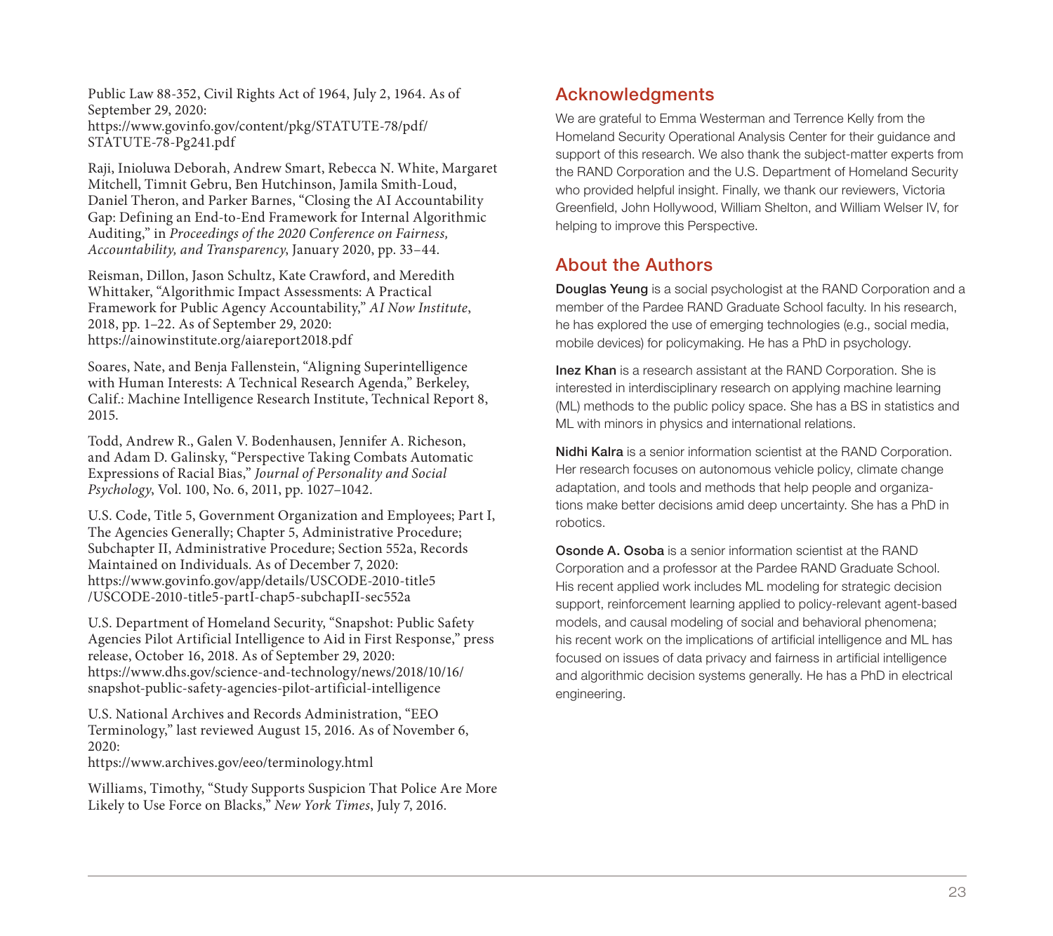Public Law 88-352, Civil Rights Act of 1964, July 2, 1964. As of September 29, 2020: https://www.govinfo.gov/content/pkg/STATUTE-78/pdf/STATUTE-78-Pg241.pdf

Raji, Inioluwa Deborah, Andrew Smart, Rebecca N. White, Margaret Mitchell, Timnit Gebru, Ben Hutchinson, Jamila Smith-Loud, Daniel Theron, and Parker Barnes, "Closing the AI Accountability Gap: Defining an End-to-End Framework for Internal Algorithmic Auditing," in *Proceedings of the 2020 Conference on Fairness, Accountability, and Transparency*, January 2020, pp. 33–44.

Reisman, Dillon, Jason Schultz, Kate Crawford, and Meredith Whittaker, "Algorithmic Impact Assessments: A Practical Framework for Public Agency Accountability," *AI Now Institute*, 2018, pp. 1–22. As of September 29, 2020: https://ainowinstitute.org/aiareport2018.pdf

Soares, Nate, and Benja Fallenstein, "Aligning Superintelligence with Human Interests: A Technical Research Agenda," Berkeley, Calif.: Machine Intelligence Research Institute, Technical Report 8, 2015.

Todd, Andrew R., Galen V. Bodenhausen, Jennifer A. Richeson, and Adam D. Galinsky, "Perspective Taking Combats Automatic Expressions of Racial Bias," *Journal of Personality and Social Psychology*, Vol. 100, No. 6, 2011, pp. 1027–1042.

U.S. Code, Title 5, Government Organization and Employees; Part I, The Agencies Generally; Chapter 5, Administrative Procedure; Subchapter II, Administrative Procedure; Section 552a, Records Maintained on Individuals. As of December 7, 2020: https://www.govinfo.gov/app/details/USCODE-2010-title5/USCODE-2010-title5-partI-chap5-subchapII-sec552a

U.S. Department of Homeland Security, "Snapshot: Public Safety Agencies Pilot Artificial Intelligence to Aid in First Response," press release, October 16, 2018. As of September 29, 2020: https://www.dhs.gov/science-and-technology/news/2018/10/16/snapshot-public-safety-agencies-pilot-artificial-intelligence

U.S. National Archives and Records Administration, "EEO Terminology," last reviewed August 15, 2016. As of November 6, 2020: https://www.archives.gov/eeo/terminology.html

Williams, Timothy, "Study Supports Suspicion That Police Are More Likely to Use Force on Blacks," *New York Times*, July 7, 2016.

## Acknowledgments

We are grateful to Emma Westerman and Terrence Kelly from the Homeland Security Operational Analysis Center for their guidance and support of this research. We also thank the subject-matter experts from the RAND Corporation and the U.S. Department of Homeland Security who provided helpful insight. Finally, we thank our reviewers, Victoria Greenfield, John Hollywood, William Shelton, and William Welser IV, for helping to improve this Perspective.

## About the Authors

**Douglas Yeung** is a social psychologist at the RAND Corporation and a member of the Pardee RAND Graduate School faculty. In his research, he has explored the use of emerging technologies (e.g., social media, mobile devices) for policymaking. He has a PhD in psychology.

**Inez Khan** is a research assistant at the RAND Corporation. She is interested in interdisciplinary research on applying machine learning (ML) methods to the public policy space. She has a BS in statistics and ML with minors in physics and international relations.

**Nidhi Kalra** is a senior information scientist at the RAND Corporation. Her research focuses on autonomous vehicle policy, climate change adaptation, and tools and methods that help people and organizations make better decisions amid deep uncertainty. She has a PhD in robotics.

**Osonde A. Osoba** is a senior information scientist at the RAND Corporation and a professor at the Pardee RAND Graduate School. His recent applied work includes ML modeling for strategic decision support, reinforcement learning applied to policy-relevant agent-based models, and causal modeling of social and behavioral phenomena; his recent work on the implications of artificial intelligence and ML has focused on issues of data privacy and fairness in artificial intelligence and algorithmic decision systems generally. He has a PhD in electrical engineering.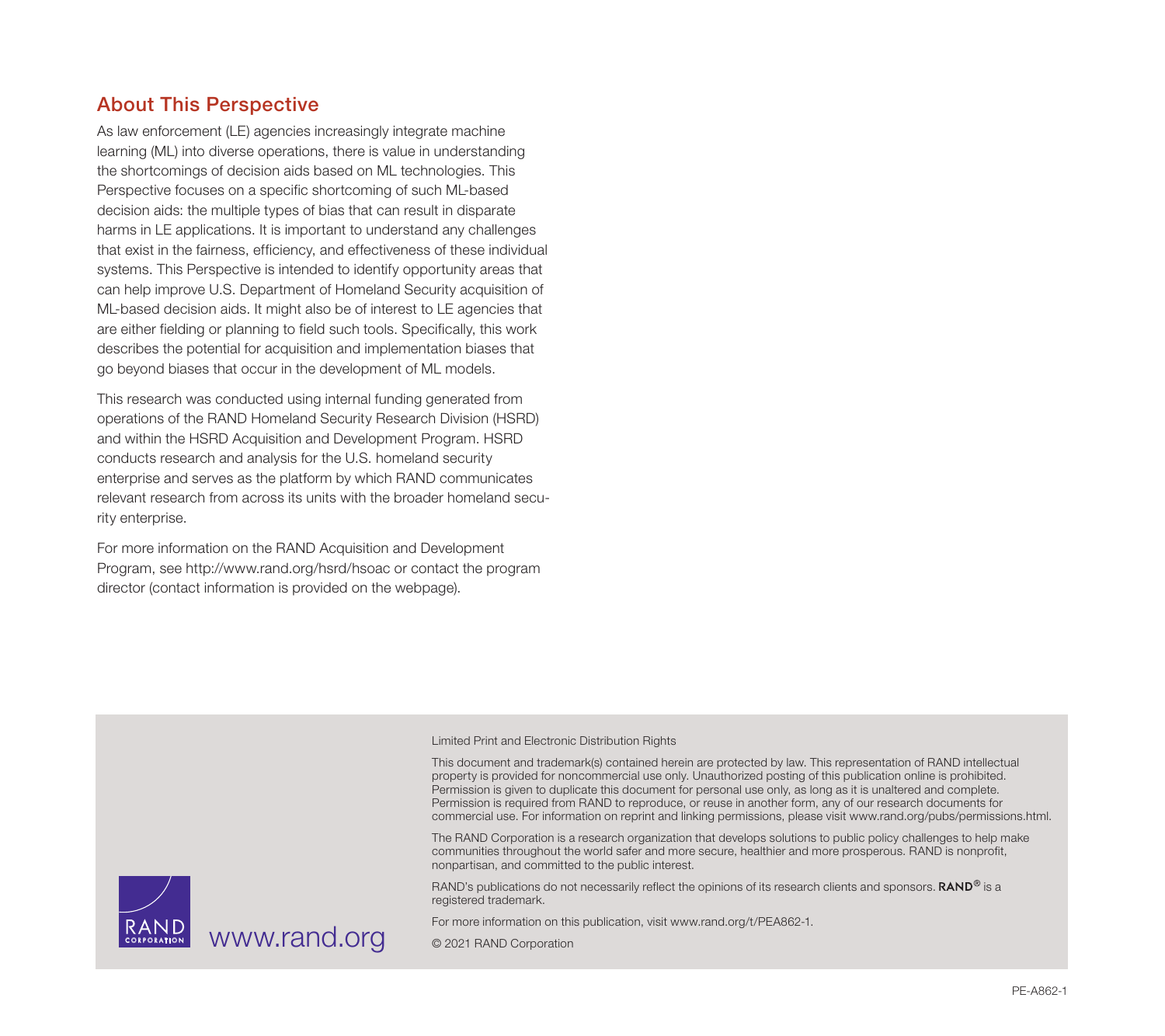## About This Perspective

As law enforcement (LE) agencies increasingly integrate machine learning (ML) into diverse operations, there is value in understanding the shortcomings of decision aids based on ML technologies. This Perspective focuses on a specific shortcoming of such ML-based decision aids: the multiple types of bias that can result in disparate harms in LE applications. It is important to understand any challenges that exist in the fairness, efficiency, and effectiveness of these individual systems. This Perspective is intended to identify opportunity areas that can help improve U.S. Department of Homeland Security acquisition of ML-based decision aids. It might also be of interest to LE agencies that are either fielding or planning to field such tools. Specifically, this work describes the potential for acquisition and implementation biases that go beyond biases that occur in the development of ML models.

This research was conducted using internal funding generated from operations of the RAND Homeland Security Research Division (HSRD) and within the HSRD Acquisition and Development Program. HSRD conducts research and analysis for the U.S. homeland security enterprise and serves as the platform by which RAND communicates relevant research from across its units with the broader homeland security enterprise.

For more information on the RAND Acquisition and Development Program, see http://www.rand.org/hsrd/hsoac or contact the program director (contact information is provided on the webpage).

Limited Print and Electronic Distribution Rights

This document and trademark(s) contained herein are protected by law. This representation of RAND intellectual property is provided for noncommercial use only. Unauthorized posting of this publication online is prohibited. Permission is given to duplicate this document for personal use only, as long as it is unaltered and complete. Permission is required from RAND to reproduce, or reuse in another form, any of our research documents for commercial use. For information on reprint and linking permissions, please visit www.rand.org/pubs/permissions.html.

The RAND Corporation is a research organization that develops solutions to public policy challenges to help make communities throughout the world safer and more secure, healthier and more prosperous. RAND is nonprofit, nonpartisan, and committed to the public interest.

RAND's publications do not necessarily reflect the opinions of its research clients and sponsors. **RAND**® is a registered trademark.

For more information on this publication, visit www.rand.org/t/PEA862-1.

© 2021 RAND Corporation

RAND CORPORATION

www.rand.org

PE-A862-1